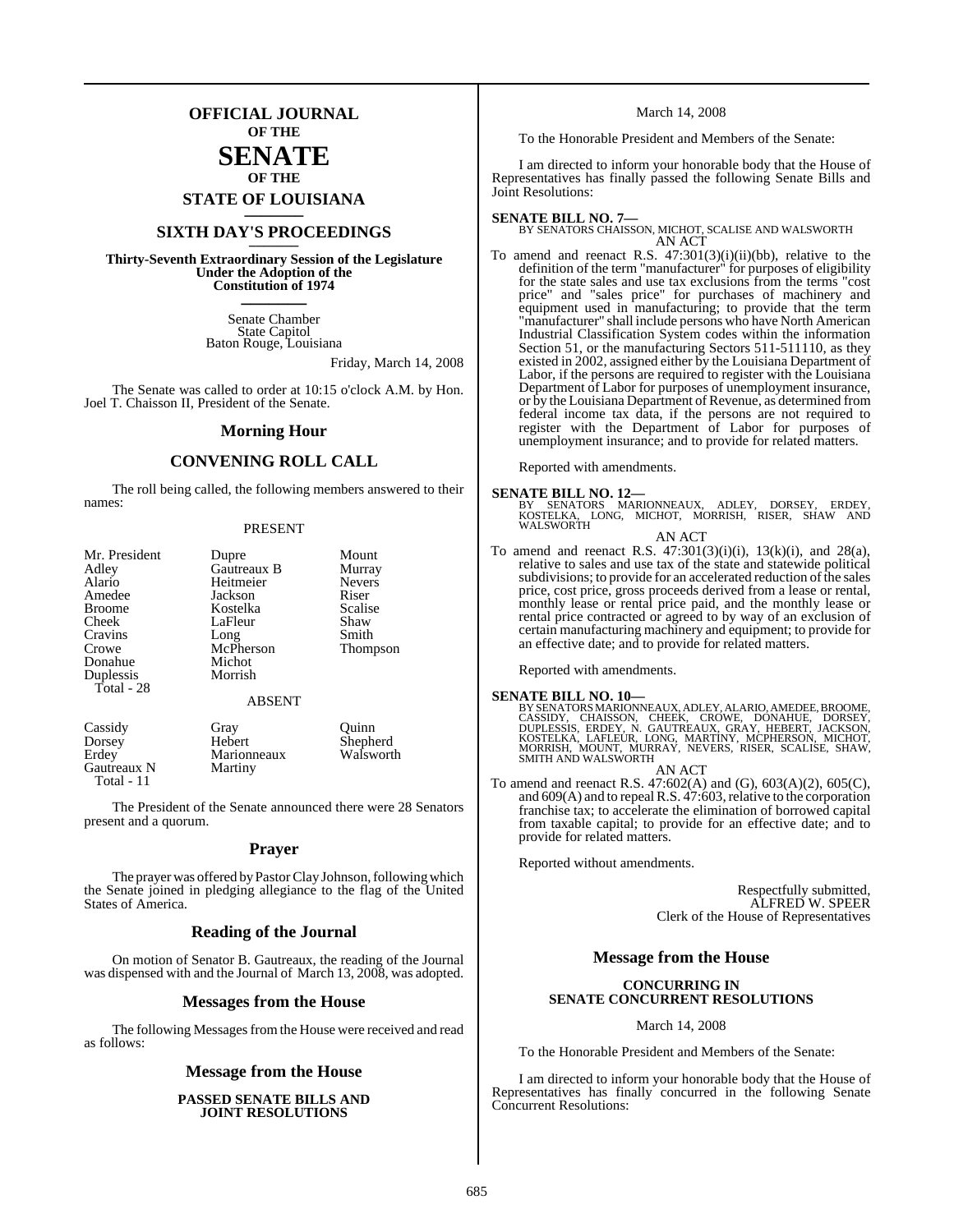# OFFICIAL JOURNAL OF THE SENATE OF THE STATE OF LOUISIANA

## SIXTH DAY'S PROCEEDINGS

**Thirty-Seventh Extraordinary Session of the Legislature Under the Adoption of the Constitution of 1974**

Senate Chamber
State Capitol
Baton Rouge, Louisiana

Friday, March 14, 2008

The Senate was called to order at 10:15 o'clock A.M. by Hon. Joel T. Chaisson II, President of the Senate.

## Morning Hour

## CONVENING ROLL CALL

The roll being called, the following members answered to their names:

PRESENT

| | | |
|---|---|---|
| Mr. President | Dupre | Mount |
| Adley | Gautreaux B | Murray |
| Alario | Heitmeier | Nevers |
| Amedee | Jackson | Riser |
| Broome | Kostelka | Scalise |
| Cheek | LaFleur | Shaw |
| Cravins | Long | Smith |
| Crowe | McPherson | Thompson |
| Donahue | Michot | |
| Duplessis | Morrish | |

Total - 28

ABSENT

| | | |
|---|---|---|
| Cassidy | Gray | Quinn |
| Dorsey | Hebert | Shepherd |
| Erdey | Marionneaux | Walsworth |
| Gautreaux N | Martiny | |

Total - 11

The President of the Senate announced there were 28 Senators present and a quorum.

## Prayer

The prayer was offered by Pastor Clay Johnson, following which the Senate joined in pledging allegiance to the flag of the United States of America.

## Reading of the Journal

On motion of Senator B. Gautreaux, the reading of the Journal was dispensed with and the Journal of March 13, 2008, was adopted.

## Messages from the House

The following Messages from the House were received and read as follows:

## Message from the House

**PASSED SENATE BILLS AND JOINT RESOLUTIONS**

March 14, 2008

To the Honorable President and Members of the Senate:

I am directed to inform your honorable body that the House of Representatives has finally passed the following Senate Bills and Joint Resolutions:

**SENATE BILL NO. 7—**
BY SENATORS CHAISSON, MICHOT, SCALISE AND WALSWORTH
AN ACT

To amend and reenact R.S. 47:301(3)(i)(ii)(bb), relative to the definition of the term "manufacturer" for purposes of eligibility for the state sales and use tax exclusions from the terms "cost price" and "sales price" for purchases of machinery and equipment used in manufacturing; to provide that the term "manufacturer" shall include persons who have North American Industrial Classification System codes within the information Section 51, or the manufacturing Sectors 511-511110, as they existed in 2002, assigned either by the Louisiana Department of Labor, if the persons are required to register with the Louisiana Department of Labor for purposes of unemployment insurance, or by the Louisiana Department of Revenue, as determined from federal income tax data, if the persons are not required to register with the Department of Labor for purposes of unemployment insurance; and to provide for related matters.

Reported with amendments.

**SENATE BILL NO. 12—**
BY SENATORS MARIONNEAUX, ADLEY, DORSEY, ERDEY, KOSTELKA, LONG, MICHOT, MORRISH, RISER, SHAW AND WALSWORTH
AN ACT

To amend and reenact R.S. 47:301(3)(i)(i), 13(k)(i), and 28(a), relative to sales and use tax of the state and statewide political subdivisions; to provide for an accelerated reduction of the sales price, cost price, gross proceeds derived from a lease or rental, monthly lease or rental price paid, and the monthly lease or rental price contracted or agreed to by way of an exclusion of certain manufacturing machinery and equipment; to provide for an effective date; and to provide for related matters.

Reported with amendments.

**SENATE BILL NO. 10—**
BY SENATORS MARIONNEAUX, ADLEY, ALARIO, AMEDEE, BROOME, CASSIDY, CHAISSON, CHEEK, CROWE, DONAHUE, DORSEY, DUPLESSIS, ERDEY, N. GAUTREAUX, GRAY, HEBERT, JACKSON, KOSTELKA, LAFLEUR, LONG, MARTINY, MCPHERSON, MICHOT, MORRISH, MOUNT, MURRAY, NEVERS, RISER, SCALISE, SHAW, SMITH AND WALSWORTH
AN ACT

To amend and reenact R.S. 47:602(A) and (G), 603(A)(2), 605(C), and 609(A) and to repeal R.S. 47:603, relative to the corporation franchise tax; to accelerate the elimination of borrowed capital from taxable capital; to provide for an effective date; and to provide for related matters.

Reported without amendments.

Respectfully submitted,
ALFRED W. SPEER
Clerk of the House of Representatives

## Message from the House

**CONCURRING IN SENATE CONCURRENT RESOLUTIONS**

March 14, 2008

To the Honorable President and Members of the Senate:

I am directed to inform your honorable body that the House of Representatives has finally concurred in the following Senate Concurrent Resolutions: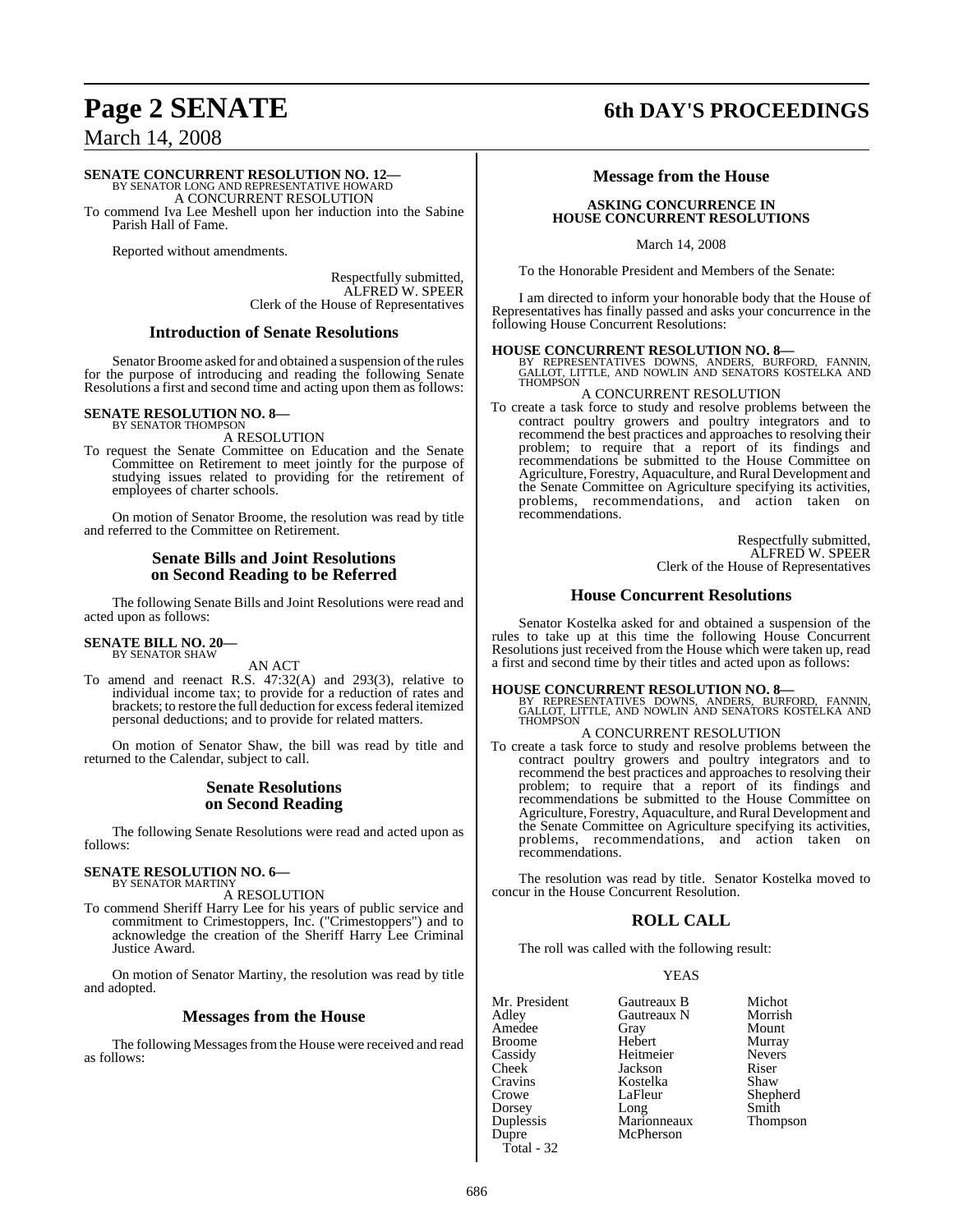**SENATE CONCURRENT RESOLUTION NO. 12—**
BY SENATOR LONG AND REPRESENTATIVE HOWARD
A CONCURRENT RESOLUTION

To commend Iva Lee Meshell upon her induction into the Sabine Parish Hall of Fame.

Reported without amendments.

Respectfully submitted,
ALFRED W. SPEER
Clerk of the House of Representatives

## Introduction of Senate Resolutions

Senator Broome asked for and obtained a suspension of the rules for the purpose of introducing and reading the following Senate Resolutions a first and second time and acting upon them as follows:

**SENATE RESOLUTION NO. 8—**
BY SENATOR THOMPSON
A RESOLUTION

To request the Senate Committee on Education and the Senate Committee on Retirement to meet jointly for the purpose of studying issues related to providing for the retirement of employees of charter schools.

On motion of Senator Broome, the resolution was read by title and referred to the Committee on Retirement.

## Senate Bills and Joint Resolutions on Second Reading to be Referred

The following Senate Bills and Joint Resolutions were read and acted upon as follows:

**SENATE BILL NO. 20—**
BY SENATOR SHAW
AN ACT

To amend and reenact R.S. 47:32(A) and 293(3), relative to individual income tax; to provide for a reduction of rates and brackets; to restore the full deduction for excess federal itemized personal deductions; and to provide for related matters.

On motion of Senator Shaw, the bill was read by title and returned to the Calendar, subject to call.

## Senate Resolutions on Second Reading

The following Senate Resolutions were read and acted upon as follows:

**SENATE RESOLUTION NO. 6—**
BY SENATOR MARTINY
A RESOLUTION

To commend Sheriff Harry Lee for his years of public service and commitment to Crimestoppers, Inc. ("Crimestoppers") and to acknowledge the creation of the Sheriff Harry Lee Criminal Justice Award.

On motion of Senator Martiny, the resolution was read by title and adopted.

## Messages from the House

The following Messages from the House were received and read as follows:

## Message from the House

**ASKING CONCURRENCE IN HOUSE CONCURRENT RESOLUTIONS**

March 14, 2008

To the Honorable President and Members of the Senate:

I am directed to inform your honorable body that the House of Representatives has finally passed and asks your concurrence in the following House Concurrent Resolutions:

**HOUSE CONCURRENT RESOLUTION NO. 8—**
BY REPRESENTATIVES DOWNS, ANDERS, BURFORD, FANNIN, GALLOT, LITTLE, AND NOWLIN AND SENATORS KOSTELKA AND THOMPSON
A CONCURRENT RESOLUTION

To create a task force to study and resolve problems between the contract poultry growers and poultry integrators and to recommend the best practices and approaches to resolving their problem; to require that a report of its findings and recommendations be submitted to the House Committee on Agriculture, Forestry, Aquaculture, and Rural Development and the Senate Committee on Agriculture specifying its activities, problems, recommendations, and action taken on recommendations.

Respectfully submitted,
ALFRED W. SPEER
Clerk of the House of Representatives

## House Concurrent Resolutions

Senator Kostelka asked for and obtained a suspension of the rules to take up at this time the following House Concurrent Resolutions just received from the House which were taken up, read a first and second time by their titles and acted upon as follows:

**HOUSE CONCURRENT RESOLUTION NO. 8—**
BY REPRESENTATIVES DOWNS, ANDERS, BURFORD, FANNIN, GALLOT, LITTLE, AND NOWLIN AND SENATORS KOSTELKA AND THOMPSON
A CONCURRENT RESOLUTION

To create a task force to study and resolve problems between the contract poultry growers and poultry integrators and to recommend the best practices and approaches to resolving their problem; to require that a report of its findings and recommendations be submitted to the House Committee on Agriculture, Forestry, Aquaculture, and Rural Development and the Senate Committee on Agriculture specifying its activities, problems, recommendations, and action taken on recommendations.

The resolution was read by title. Senator Kostelka moved to concur in the House Concurrent Resolution.

## ROLL CALL

The roll was called with the following result:

YEAS

| | | |
|---|---|---|
| Mr. President | Gautreaux B | Michot |
| Adley | Gautreaux N | Morrish |
| Amedee | Gray | Mount |
| Broome | Hebert | Murray |
| Cassidy | Heitmeier | Nevers |
| Cheek | Jackson | Riser |
| Cravins | Kostelka | Shaw |
| Crowe | LaFleur | Shepherd |
| Dorsey | Long | Smith |
| Duplessis | Marionneaux | Thompson |
| Dupre | McPherson | |

Total - 32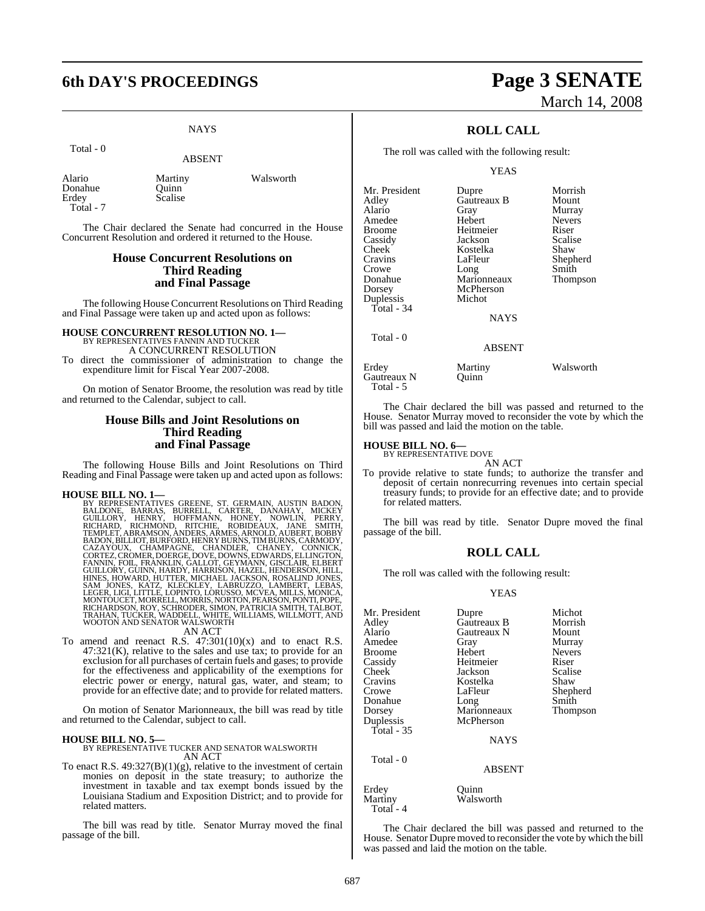NAYS

Total - 0

ABSENT

| | | |
|---|---|---|
| Alario | Martiny | Walsworth |
| Donahue | Quinn | |
| Erdey | Scalise | |
| Total - 7 | | |

The Chair declared the Senate had concurred in the House Concurrent Resolution and ordered it returned to the House.

## House Concurrent Resolutions on Third Reading and Final Passage

The following House Concurrent Resolutions on Third Reading and Final Passage were taken up and acted upon as follows:

**HOUSE CONCURRENT RESOLUTION NO. 1—**
BY REPRESENTATIVES FANNIN AND TUCKER
A CONCURRENT RESOLUTION

To direct the commissioner of administration to change the expenditure limit for Fiscal Year 2007-2008.

On motion of Senator Broome, the resolution was read by title and returned to the Calendar, subject to call.

## House Bills and Joint Resolutions on Third Reading and Final Passage

The following House Bills and Joint Resolutions on Third Reading and Final Passage were taken up and acted upon as follows:

**HOUSE BILL NO. 1—**
BY REPRESENTATIVES GREENE, ST. GERMAIN, AUSTIN BADON, BALDONE, BARRAS, BURRELL, CARTER, DANAHAY, MICKEY GUILLORY, HENRY, HOFFMANN, HONEY, NOWLIN, PERRY, RICHARD, RICHMOND, RITCHIE, ROBIDEAUX, JANE SMITH, TEMPLET, ABRAMSON, ANDERS, ARMES, ARNOLD, AUBERT, BOBBY BADON, BILLIOT, BURFORD, HENRY BURNS, TIM BURNS, CARMODY, CAZAYOUX, CHAMPAGNE, CHANDLER, CHANEY, CONNICK, CORTEZ, CROMER, DOERGE, DOVE, DOWNS, EDWARDS, ELLINGTON, FANNIN, FOIL, FRANKLIN, GALLOT, GEYMANN, GISCLAIR, ELBERT GUILLORY, GUINN, HARDY, HARRISON, HAZEL, HENDERSON, HILL, HINES, HOWARD, HUTTER, MICHAEL JACKSON, ROSALIND JONES, SAM JONES, KATZ, KLECKLEY, LABRUZZO, LAMBERT, LEBAS, LEGER, LIGI, LITTLE, LOPINTO, LORUSSO, MCVEA, MILLS, MONICA, MONTOUCET, MORRELL, MORRIS, NORTON, PEARSON, PONTI, POPE, RICHARDSON, ROY, SCHRODER, SIMON, PATRICIA SMITH, TALBOT, TRAHAN, TUCKER, WADDELL, WHITE, WILLIAMS, WILLMOTT, AND WOOTON AND SENATOR WALSWORTH
AN ACT

To amend and reenact R.S. 47:301(10)(x) and to enact R.S. 47:321(K), relative to the sales and use tax; to provide for an exclusion for all purchases of certain fuels and gases; to provide for the effectiveness and applicability of the exemptions for electric power or energy, natural gas, water, and steam; to provide for an effective date; and to provide for related matters.

On motion of Senator Marionneaux, the bill was read by title and returned to the Calendar, subject to call.

**HOUSE BILL NO. 5—**
BY REPRESENTATIVE TUCKER AND SENATOR WALSWORTH
AN ACT

To enact R.S. 49:327(B)(1)(g), relative to the investment of certain monies on deposit in the state treasury; to authorize the investment in taxable and tax exempt bonds issued by the Louisiana Stadium and Exposition District; and to provide for related matters.

The bill was read by title. Senator Murray moved the final passage of the bill.

## ROLL CALL

The roll was called with the following result:

YEAS

| | | |
|---|---|---|
| Mr. President | Dupre | Morrish |
| Adley | Gautreaux B | Mount |
| Alario | Gray | Murray |
| Amedee | Hebert | Nevers |
| Broome | Heitmeier | Riser |
| Cassidy | Jackson | Scalise |
| Cheek | Kostelka | Shaw |
| Cravins | LaFleur | Shepherd |
| Crowe | Long | Smith |
| Donahue | Marionneaux | Thompson |
| Dorsey | McPherson | |
| Duplessis | Michot | |
| Total - 34 | | |

NAYS

Total - 0

ABSENT

| | | |
|---|---|---|
| Erdey | Martiny | Walsworth |
| Gautreaux N | Quinn | |
| Total - 5 | | |

The Chair declared the bill was passed and returned to the House. Senator Murray moved to reconsider the vote by which the bill was passed and laid the motion on the table.

**HOUSE BILL NO. 6—**
BY REPRESENTATIVE DOVE
AN ACT

To provide relative to state funds; to authorize the transfer and deposit of certain nonrecurring revenues into certain special treasury funds; to provide for an effective date; and to provide for related matters.

The bill was read by title. Senator Dupre moved the final passage of the bill.

## ROLL CALL

The roll was called with the following result:

YEAS

| | | |
|---|---|---|
| Mr. President | Dupre | Michot |
| Adley | Gautreaux B | Morrish |
| Alario | Gautreaux N | Mount |
| Amedee | Gray | Murray |
| Broome | Hebert | Nevers |
| Cassidy | Heitmeier | Riser |
| Cheek | Jackson | Scalise |
| Cravins | Kostelka | Shaw |
| Crowe | LaFleur | Shepherd |
| Donahue | Long | Smith |
| Dorsey | Marionneaux | Thompson |
| Duplessis | McPherson | |
| Total - 35 | | |

NAYS

Total - 0

ABSENT

| | |
|---|---|
| Erdey | Quinn |
| Martiny | Walsworth |
| Total - 4 | |

The Chair declared the bill was passed and returned to the House. Senator Dupre moved to reconsider the vote by which the bill was passed and laid the motion on the table.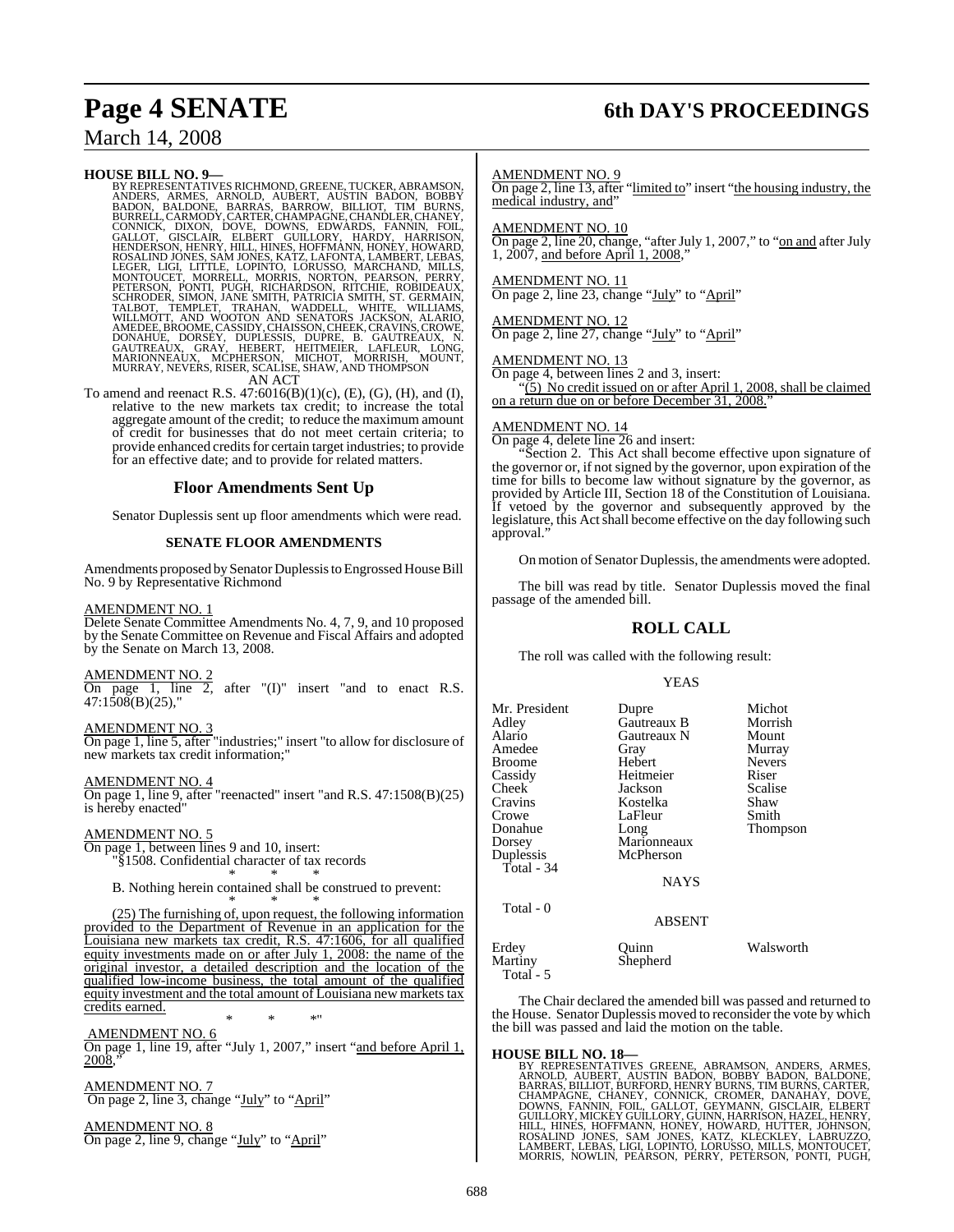**HOUSE BILL NO. 9—**

BY REPRESENTATIVES RICHMOND, GREENE, TUCKER, ABRAMSON, ANDERS, ARMES, ARNOLD, AUBERT, AUSTIN BADON, BOBBY BADON, BALDONE, BARRAS, BARROW, BILLIOT, TIM BURNS, BURRELL, CARMODY, CARTER, CHAMPAGNE, CHANDLER, CHANEY, CONNICK, DIXON, DOVE, DOWNS, EDWARDS, FANNIN, FOIL, GALLOT, GISCLAIR, ELBERT GUILLORY, HARDY, HARRISON, HENDERSON, HENRY, HILL, HINES, HOFFMANN, HONEY, HOWARD, ROSALIND JONES, SAM JONES, KATZ, LAFONTA, LAMBERT, LEBAS, LEGER, LIGI, LITTLE, LOPINTO, LORUSSO, MARCHAND, MILLS, MONTOUCET, MORRELL, MORRIS, NORTON, PEARSON, PERRY, PETERSON, PONTI, PUGH, RICHARDSON, RITCHIE, ROBIDEAUX, SCHRODER, SIMON, JANE SMITH, PATRICIA SMITH, ST. GERMAIN, TALBOT, TEMPLET, TRAHAN, WADDELL, WHITE, WILLIAMS, WILLMOTT, AND WOOTON AND SENATORS JACKSON, ALARIO, AMEDEE, BROOME, CASSIDY, CHAISSON, CHEEK, CRAVINS, CROWE, DONAHUE, DORSEY, DUPLESSIS, DUPRE, B. GAUTREAUX, N. GAUTREAUX, GRAY, HEBERT, HEITMEIER, LAFLEUR, LONG, MARIONNEAUX, MCPHERSON, MICHOT, MORRISH, MOUNT, MURRAY, NEVERS, RISER, SCALISE, SHAW, AND THOMPSON

AN ACT

To amend and reenact R.S. 47:6016(B)(1)(c), (E), (G), (H), and (I), relative to the new markets tax credit; to increase the total aggregate amount of the credit; to reduce the maximum amount of credit for businesses that do not meet certain criteria; to provide enhanced credits for certain target industries; to provide for an effective date; and to provide for related matters.

## Floor Amendments Sent Up

Senator Duplessis sent up floor amendments which were read.

### SENATE FLOOR AMENDMENTS

Amendments proposed by Senator Duplessis to Engrossed House Bill No. 9 by Representative Richmond

AMENDMENT NO. 1

Delete Senate Committee Amendments No. 4, 7, 9, and 10 proposed by the Senate Committee on Revenue and Fiscal Affairs and adopted by the Senate on March 13, 2008.

AMENDMENT NO. 2

On page 1, line 2, after "(I)" insert "and to enact R.S. 47:1508(B)(25),"

AMENDMENT NO. 3

On page 1, line 5, after "industries;" insert "to allow for disclosure of new markets tax credit information;"

AMENDMENT NO. 4

On page 1, line 9, after "reenacted" insert "and R.S. 47:1508(B)(25) is hereby enacted"

AMENDMENT NO. 5

On page 1, between lines 9 and 10, insert:

"§1508. Confidential character of tax records

\* \* \*

B. Nothing herein contained shall be construed to prevent:

\* \* \*

(25) The furnishing of, upon request, the following information provided to the Department of Revenue in an application for the Louisiana new markets tax credit, R.S. 47:1606, for all qualified equity investments made on or after July 1, 2008: the name of the original investor, a detailed description and the location of the qualified low-income business, the total amount of the qualified equity investment and the total amount of Louisiana new markets tax credits earned.

\* \* \*"

AMENDMENT NO. 6

On page 1, line 19, after "July 1, 2007," insert "and before April 1, 2008,"

AMENDMENT NO. 7

On page 2, line 3, change "July" to "April"

AMENDMENT NO. 8

On page 2, line 9, change "July" to "April"

AMENDMENT NO. 9

On page 2, line 13, after "limited to" insert "the housing industry, the medical industry, and"

AMENDMENT NO. 10

On page 2, line 20, change, "after July 1, 2007," to "on and after July 1, 2007, and before April 1, 2008,"

AMENDMENT NO. 11

On page 2, line 23, change "July" to "April"

AMENDMENT NO. 12

On page 2, line 27, change "July" to "April"

AMENDMENT NO. 13

On page 4, between lines 2 and 3, insert:

"(5) No credit issued on or after April 1, 2008, shall be claimed on a return due on or before December 31, 2008."

AMENDMENT NO. 14

On page 4, delete line 26 and insert:

"Section 2. This Act shall become effective upon signature of the governor or, if not signed by the governor, upon expiration of the time for bills to become law without signature by the governor, as provided by Article III, Section 18 of the Constitution of Louisiana. If vetoed by the governor and subsequently approved by the legislature, this Act shall become effective on the day following such approval."

On motion of Senator Duplessis, the amendments were adopted.

The bill was read by title. Senator Duplessis moved the final passage of the amended bill.

## ROLL CALL

The roll was called with the following result:

YEAS

| | | |
|---|---|---|
| Mr. President | Dupre | Michot |
| Adley | Gautreaux B | Morrish |
| Alario | Gautreaux N | Mount |
| Amedee | Gray | Murray |
| Broome | Hebert | Nevers |
| Cassidy | Heitmeier | Riser |
| Cheek | Jackson | Scalise |
| Cravins | Kostelka | Shaw |
| Crowe | LaFleur | Smith |
| Donahue | Long | Thompson |
| Dorsey | Marionneaux | |
| Duplessis | McPherson | |

Total - 34

NAYS

Total - 0

ABSENT

| | | |
|---|---|---|
| Erdey | Quinn | Walsworth |
| Martiny | Shepherd | |

Total - 5

The Chair declared the amended bill was passed and returned to the House. Senator Duplessis moved to reconsider the vote by which the bill was passed and laid the motion on the table.

**HOUSE BILL NO. 18—**

BY REPRESENTATIVES GREENE, ABRAMSON, ANDERS, ARMES, ARNOLD, AUBERT, AUSTIN BADON, BOBBY BADON, BALDONE, BARRAS, BILLIOT, BURFORD, HENRY BURNS, TIM BURNS, CARTER, CHAMPAGNE, CHANEY, CONNICK, CROMER, DANAHAY, DOVE, DOWNS, FANNIN, FOIL, GALLOT, GEYMANN, GISCLAIR, ELBERT GUILLORY, MICKEY GUILLORY, GUINN, HARRISON, HAZEL, HENRY, HILL, HINES, HOFFMANN, HONEY, HOWARD, HUTTER, JOHNSON, ROSALIND JONES, SAM JONES, KATZ, KLECKLEY, LABRUZZO, LAMBERT, LEBAS, LIGI, LOPINTO, LORUSSO, MILLS, MONTOUCET, MORRIS, NOWLIN, PEARSON, PERRY, PETERSON, PONTI, PUGH,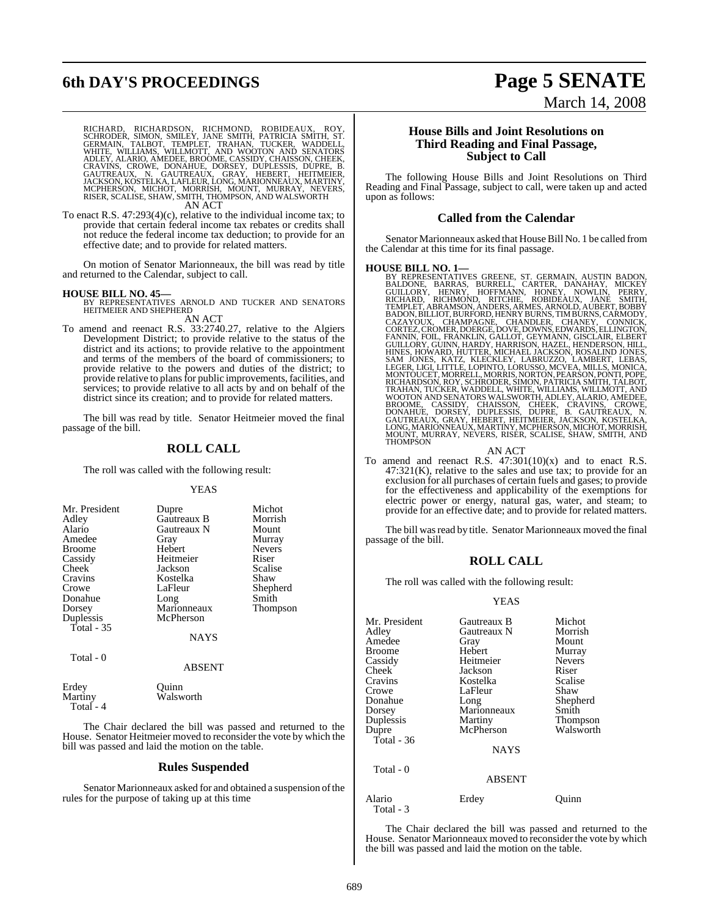RICHARD, RICHARDSON, RICHMOND, ROBIDEAUX, ROY, SCHRODER, SIMON, SMILEY, JANE SMITH, PATRICIA SMITH, ST. GERMAIN, TALBOT, TEMPLET, TRAHAN, TUCKER, WADDELL, WHITE, WILLIAMS, WILLMOTT, AND WOOTON AND SENATORS ADLEY, ALARIO, AMEDEE, BROOME, CASSIDY, CHAISSON, CHEEK, CRAVINS, CROWE, DONAHUE, DORSEY, DUPLESSIS, DUPRE, B. GAUTREAUX, N. GAUTREAUX, GRAY, HEBERT, HEITMEIER, JACKSON, KOSTELKA, LAFLEUR, LONG, MARIONNEAUX, MARTINY, MCPHERSON, MICHOT, MORRISH, MOUNT, MURRAY, NEVERS, RISER, SCALISE, SHAW, SMITH, THOMPSON, AND WALSWORTH

AN ACT

To enact R.S. 47:293(4)(c), relative to the individual income tax; to provide that certain federal income tax rebates or credits shall not reduce the federal income tax deduction; to provide for an effective date; and to provide for related matters.

On motion of Senator Marionneaux, the bill was read by title and returned to the Calendar, subject to call.

**HOUSE BILL NO. 45—**
BY REPRESENTATIVES ARNOLD AND TUCKER AND SENATORS HEITMEIER AND SHEPHERD

AN ACT

To amend and reenact R.S. 33:2740.27, relative to the Algiers Development District; to provide relative to the status of the district and its actions; to provide relative to the appointment and terms of the members of the board of commissioners; to provide relative to the powers and duties of the district; to provide relative to plans for public improvements, facilities, and services; to provide relative to all acts by and on behalf of the district since its creation; and to provide for related matters.

The bill was read by title. Senator Heitmeier moved the final passage of the bill.

## ROLL CALL

The roll was called with the following result:

YEAS

| | | |
|---|---|---|
| Mr. President | Dupre | Michot |
| Adley | Gautreaux B | Morrish |
| Alario | Gautreaux N | Mount |
| Amedee | Gray | Murray |
| Broome | Hebert | Nevers |
| Cassidy | Heitmeier | Riser |
| Cheek | Jackson | Scalise |
| Cravins | Kostelka | Shaw |
| Crowe | LaFleur | Shepherd |
| Donahue | Long | Smith |
| Dorsey | Marionneaux | Thompson |
| Duplessis | McPherson | |

Total - 35

NAYS

Total - 0

ABSENT

| | |
|---|---|
| Erdey | Quinn |
| Martiny | Walsworth |

Total - 4

The Chair declared the bill was passed and returned to the House. Senator Heitmeier moved to reconsider the vote by which the bill was passed and laid the motion on the table.

## Rules Suspended

Senator Marionneaux asked for and obtained a suspension of the rules for the purpose of taking up at this time

## House Bills and Joint Resolutions on Third Reading and Final Passage, Subject to Call

The following House Bills and Joint Resolutions on Third Reading and Final Passage, subject to call, were taken up and acted upon as follows:

## Called from the Calendar

Senator Marionneaux asked that House Bill No. 1 be called from the Calendar at this time for its final passage.

**HOUSE BILL NO. 1—**
BY REPRESENTATIVES GREENE, ST. GERMAIN, AUSTIN BADON, BALDONE, BARRAS, BURRELL, CARTER, DANAHAY, MICKEY GUILLORY, HENRY, HOFFMANN, HONEY, NOWLIN, PERRY, RICHARD, RICHMOND, RITCHIE, ROBIDEAUX, JANE SMITH, TEMPLET, ABRAMSON, ANDERS, ARMES, ARNOLD, AUBERT, BOBBY BADON, BILLIOT, BURFORD, HENRY BURNS, TIM BURNS, CARMODY, CAZAYOUX, CHAMPAGNE, CHANDLER, CHANEY, CONNICK, CORTEZ, CROMER, DOERGE, DOVE, DOWNS, EDWARDS, ELLINGTON, FANNIN, FOIL, FRANKLIN, GALLOT, GEYMANN, GISCLAIR, ELBERT GUILLORY, GUINN, HARDY, HARRISON, HAZEL, HENDERSON, HILL, HINES, HOWARD, HUTTER, MICHAEL JACKSON, ROSALIND JONES, SAM JONES, KATZ, KLECKLEY, LABRUZZO, LAMBERT, LEBAS, LEGER, LIGI, LITTLE, LOPINTO, LORUSSO, MCVEA, MILLS, MONICA, MONTOUCET, MORRELL, MORRIS, NORTON, PEARSON, PONTI, POPE, RICHARDSON, ROY, SCHRODER, SIMON, PATRICIA SMITH, TALBOT, TRAHAN, TUCKER, WADDELL, WHITE, WILLIAMS, WILLMOTT, AND WOOTON AND SENATORS WALSWORTH, ADLEY, ALARIO, AMEDEE, BROOME, CASSIDY, CHAISSON, CHEEK, CRAVINS, CROWE, DONAHUE, DORSEY, DUPLESSIS, DUPRE, B. GAUTREAUX, N. GAUTREAUX, GRAY, HEBERT, HEITMEIER, JACKSON, KOSTELKA, LONG, MARIONNEAUX, MARTINY, MCPHERSON, MICHOT, MORRISH, MOUNT, MURRAY, NEVERS, RISER, SCALISE, SHAW, SMITH, AND THOMPSON

AN ACT

To amend and reenact R.S. 47:301(10)(x) and to enact R.S. 47:321(K), relative to the sales and use tax; to provide for an exclusion for all purchases of certain fuels and gases; to provide for the effectiveness and applicability of the exemptions for electric power or energy, natural gas, water, and steam; to provide for an effective date; and to provide for related matters.

The bill was read by title. Senator Marionneaux moved the final passage of the bill.

## ROLL CALL

The roll was called with the following result:

YEAS

| | | |
|---|---|---|
| Mr. President | Gautreaux B | Michot |
| Adley | Gautreaux N | Morrish |
| Amedee | Gray | Mount |
| Broome | Hebert | Murray |
| Cassidy | Heitmeier | Nevers |
| Cheek | Jackson | Riser |
| Cravins | Kostelka | Scalise |
| Crowe | LaFleur | Shaw |
| Donahue | Long | Shepherd |
| Dorsey | Marionneaux | Smith |
| Duplessis | Martiny | Thompson |
| Dupre | McPherson | Walsworth |

Total - 36

NAYS

Total - 0

ABSENT

| | | |
|---|---|---|
| Alario | Erdey | Quinn |

Total - 3

The Chair declared the bill was passed and returned to the House. Senator Marionneaux moved to reconsider the vote by which the bill was passed and laid the motion on the table.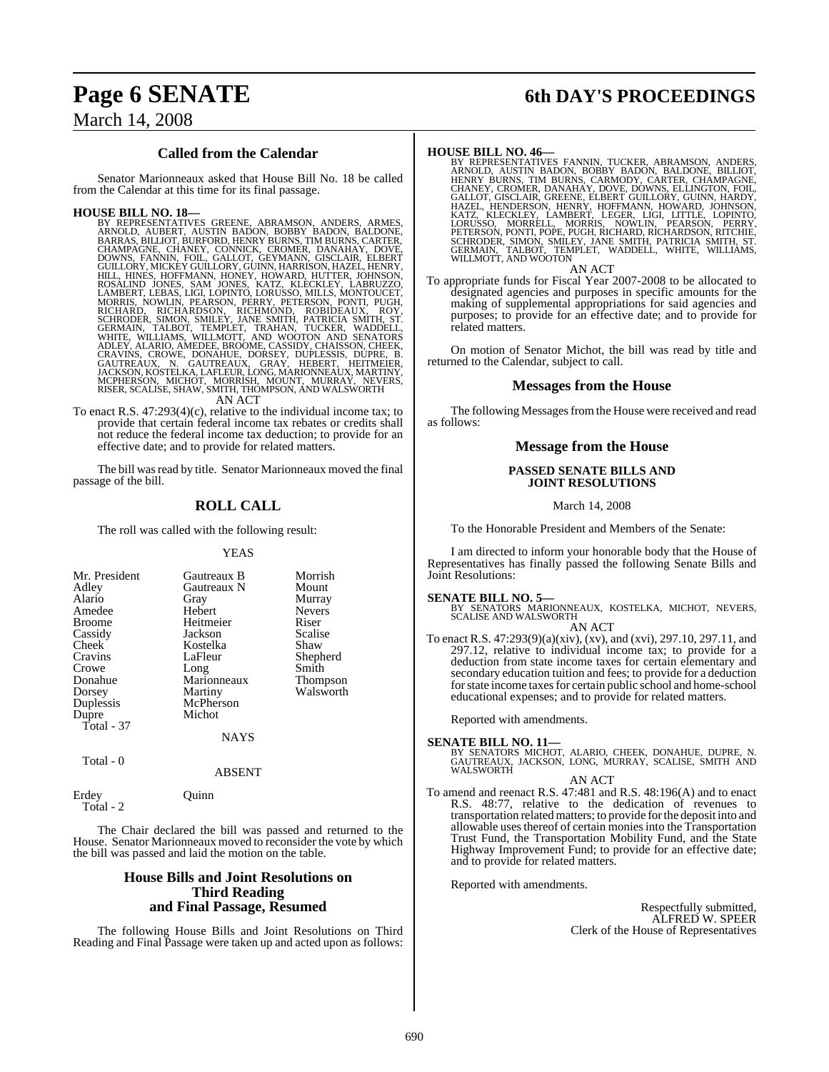## Called from the Calendar

Senator Marionneaux asked that House Bill No. 18 be called from the Calendar at this time for its final passage.

**HOUSE BILL NO. 18—**
BY REPRESENTATIVES GREENE, ABRAMSON, ANDERS, ARMES, ARNOLD, AUBERT, AUSTIN BADON, BOBBY BADON, BALDONE, BARRAS, BILLIOT, BURFORD, HENRY BURNS, TIM BURNS, CARTER, CHAMPAGNE, CHANEY, CONNICK, CROMER, DANAHAY, DOVE, DOWNS, FANNIN, FOIL, GALLOT, GEYMANN, GISCLAIR, ELBERT GUILLORY, MICKEY GUILLORY, GUINN, HARRISON, HAZEL, HENRY, HILL, HINES, HOFFMANN, HONEY, HOWARD, HUTTER, JOHNSON, ROSALIND JONES, SAM JONES, KATZ, KLECKLEY, LABRUZZO, LAMBERT, LEBAS, LIGI, LOPINTO, LORUSSO, MILLS, MONTOUCET, MORRIS, NOWLIN, PEARSON, PERRY, PETERSON, PONTI, PUGH, RICHARD, RICHARDSON, RICHMOND, ROBIDEAUX, ROY, SCHRODER, SIMON, SMILEY, JANE SMITH, PATRICIA SMITH, ST. GERMAIN, TALBOT, TEMPLET, TRAHAN, TUCKER, WADDELL, WHITE, WILLIAMS, WILLMOTT, AND WOOTON AND SENATORS ADLEY, ALARIO, AMEDEE, BROOME, CASSIDY, CHAISSON, CHEEK, CRAVINS, CROWE, DONAHUE, DORSEY, DUPLESSIS, DUPRE, B. GAUTREAUX, N. GAUTREAUX, GRAY, HEBERT, HEITMEIER, JACKSON, KOSTELKA, LAFLEUR, LONG, MARIONNEAUX, MARTINY, MCPHERSON, MICHOT, MORRISH, MOUNT, MURRAY, NEVERS, RISER, SCALISE, SHAW, SMITH, THOMPSON, AND WALSWORTH

AN ACT

To enact R.S. 47:293(4)(c), relative to the individual income tax; to provide that certain federal income tax rebates or credits shall not reduce the federal income tax deduction; to provide for an effective date; and to provide for related matters.

The bill was read by title. Senator Marionneaux moved the final passage of the bill.

## ROLL CALL

The roll was called with the following result:

YEAS

| | | |
|---|---|---|
| Mr. President | Gautreaux B | Morrish |
| Adley | Gautreaux N | Mount |
| Alario | Gray | Murray |
| Amedee | Hebert | Nevers |
| Broome | Heitmeier | Riser |
| Cassidy | Jackson | Scalise |
| Cheek | Kostelka | Shaw |
| Cravins | LaFleur | Shepherd |
| Crowe | Long | Smith |
| Donahue | Marionneaux | Thompson |
| Dorsey | Martiny | Walsworth |
| Duplessis | McPherson | |
| Dupre | Michot | |

Total - 37

NAYS

Total - 0

ABSENT

| | |
|---|---|
| Erdey | Quinn |

Total - 2

The Chair declared the bill was passed and returned to the House. Senator Marionneaux moved to reconsider the vote by which the bill was passed and laid the motion on the table.

## House Bills and Joint Resolutions on Third Reading and Final Passage, Resumed

The following House Bills and Joint Resolutions on Third Reading and Final Passage were taken up and acted upon as follows:

**HOUSE BILL NO. 46—**
BY REPRESENTATIVES FANNIN, TUCKER, ABRAMSON, ANDERS, ARNOLD, AUSTIN BADON, BOBBY BADON, BALDONE, BILLIOT, HENRY BURNS, TIM BURNS, CARMODY, CARTER, CHAMPAGNE, CHANEY, CROMER, DANAHAY, DOVE, DOWNS, ELLINGTON, FOIL, GALLOT, GISCLAIR, GREENE, ELBERT GUILLORY, GUINN, HARDY, HAZEL, HENDERSON, HENRY, HOFFMANN, HOWARD, JOHNSON, KATZ, KLECKLEY, LAMBERT, LEGER, LIGI, LITTLE, LOPINTO, LORUSSO, MORRELL, MORRIS, NOWLIN, PEARSON, PERRY, PETERSON, PONTI, POPE, PUGH, RICHARD, RICHARDSON, RITCHIE, SCHRODER, SIMON, SMILEY, JANE SMITH, PATRICIA SMITH, ST. GERMAIN, TALBOT, TEMPLET, WADDELL, WHITE, WILLIAMS, WILLMOTT, AND WOOTON

AN ACT

To appropriate funds for Fiscal Year 2007-2008 to be allocated to designated agencies and purposes in specific amounts for the making of supplemental appropriations for said agencies and purposes; to provide for an effective date; and to provide for related matters.

On motion of Senator Michot, the bill was read by title and returned to the Calendar, subject to call.

## Messages from the House

The following Messages from the House were received and read as follows:

## Message from the House

**PASSED SENATE BILLS AND JOINT RESOLUTIONS**

March 14, 2008

To the Honorable President and Members of the Senate:

I am directed to inform your honorable body that the House of Representatives has finally passed the following Senate Bills and Joint Resolutions:

**SENATE BILL NO. 5—**
BY SENATORS MARIONNEAUX, KOSTELKA, MICHOT, NEVERS, SCALISE AND WALSWORTH

AN ACT

To enact R.S. 47:293(9)(a)(xiv), (xv), and (xvi), 297.10, 297.11, and 297.12, relative to individual income tax; to provide for a deduction from state income taxes for certain elementary and secondary education tuition and fees; to provide for a deduction for state income taxes for certain public school and home-school educational expenses; and to provide for related matters.

Reported with amendments.

**SENATE BILL NO. 11—**
BY SENATORS MICHOT, ALARIO, CHEEK, DONAHUE, DUPRE, N. GAUTREAUX, JACKSON, LONG, MURRAY, SCALISE, SMITH AND WALSWORTH

AN ACT

To amend and reenact R.S. 47:481 and R.S. 48:196(A) and to enact R.S. 48:77, relative to the dedication of revenues to transportation related matters; to provide for the deposit into and allowable uses thereof of certain monies into the Transportation Trust Fund, the Transportation Mobility Fund, and the State Highway Improvement Fund; to provide for an effective date; and to provide for related matters.

Reported with amendments.

Respectfully submitted,
ALFRED W. SPEER
Clerk of the House of Representatives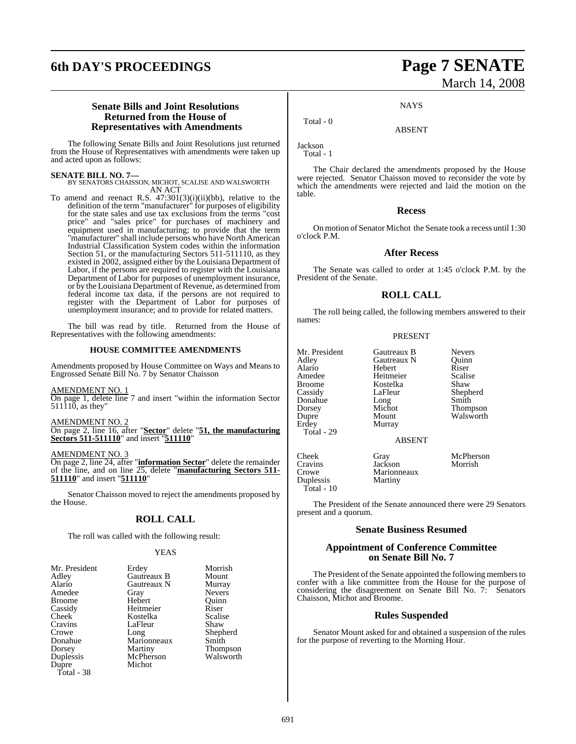### Senate Bills and Joint Resolutions Returned from the House of Representatives with Amendments

The following Senate Bills and Joint Resolutions just returned from the House of Representatives with amendments were taken up and acted upon as follows:

**SENATE BILL NO. 7—**
BY SENATORS CHAISSON, MICHOT, SCALISE AND WALSWORTH
AN ACT

To amend and reenact R.S. 47:301(3)(i)(ii)(bb), relative to the definition of the term "manufacturer" for purposes of eligibility for the state sales and use tax exclusions from the terms "cost price" and "sales price" for purchases of machinery and equipment used in manufacturing; to provide that the term "manufacturer" shall include persons who have North American Industrial Classification System codes within the information Section 51, or the manufacturing Sectors 511-511110, as they existed in 2002, assigned either by the Louisiana Department of Labor, if the persons are required to register with the Louisiana Department of Labor for purposes of unemployment insurance, or by the Louisiana Department of Revenue, as determined from federal income tax data, if the persons are not required to register with the Department of Labor for purposes of unemployment insurance; and to provide for related matters.

The bill was read by title. Returned from the House of Representatives with the following amendments:

**HOUSE COMMITTEE AMENDMENTS**

Amendments proposed by House Committee on Ways and Means to Engrossed Senate Bill No. 7 by Senator Chaisson

AMENDMENT NO. 1
On page 1, delete line 7 and insert "within the information Sector 511110, as they"

AMENDMENT NO. 2
On page 2, line 16, after "**Sector**" delete "**51, the manufacturing Sectors 511-511110**" and insert "**511110**"

AMENDMENT NO. 3
On page 2, line 24, after "**information Sector**" delete the remainder of the line, and on line 25, delete "**manufacturing Sectors 511-511110**" and insert "**511110**"

Senator Chaisson moved to reject the amendments proposed by the House.

## ROLL CALL

The roll was called with the following result:

YEAS

| | | |
|---|---|---|
| Mr. President | Erdey | Morrish |
| Adley | Gautreaux B | Mount |
| Alario | Gautreaux N | Murray |
| Amedee | Gray | Nevers |
| Broome | Hebert | Quinn |
| Cassidy | Heitmeier | Riser |
| Cheek | Kostelka | Scalise |
| Cravins | LaFleur | Shaw |
| Crowe | Long | Shepherd |
| Donahue | Marionneaux | Smith |
| Dorsey | Martiny | Thompson |
| Duplessis | McPherson | Walsworth |
| Dupre | Michot | |

Total - 38

NAYS

Total - 0

ABSENT

Jackson
Total - 1

The Chair declared the amendments proposed by the House were rejected. Senator Chaisson moved to reconsider the vote by which the amendments were rejected and laid the motion on the table.

### Recess

On motion of Senator Michot the Senate took a recess until 1:30 o'clock P.M.

### After Recess

The Senate was called to order at 1:45 o'clock P.M. by the President of the Senate.

## ROLL CALL

The roll being called, the following members answered to their names:

PRESENT

| | | |
|---|---|---|
| Mr. President | Gautreaux B | Nevers |
| Adley | Gautreaux N | Quinn |
| Alario | Hebert | Riser |
| Amedee | Heitmeier | Scalise |
| Broome | Kostelka | Shaw |
| Cassidy | LaFleur | Shepherd |
| Donahue | Long | Smith |
| Dorsey | Michot | Thompson |
| Dupre | Mount | Walsworth |
| Erdey | Murray | |

Total - 29

ABSENT

| | | |
|---|---|---|
| Cheek | Gray | McPherson |
| Cravins | Jackson | Morrish |
| Crowe | Marionneaux | |
| Duplessis | Martiny | |

Total - 10

The President of the Senate announced there were 29 Senators present and a quorum.

### Senate Business Resumed

### Appointment of Conference Committee on Senate Bill No. 7

The President of the Senate appointed the following members to confer with a like committee from the House for the purpose of considering the disagreement on Senate Bill No. 7: Senators Chaisson, Michot and Broome.

### Rules Suspended

Senator Mount asked for and obtained a suspension of the rules for the purpose of reverting to the Morning Hour.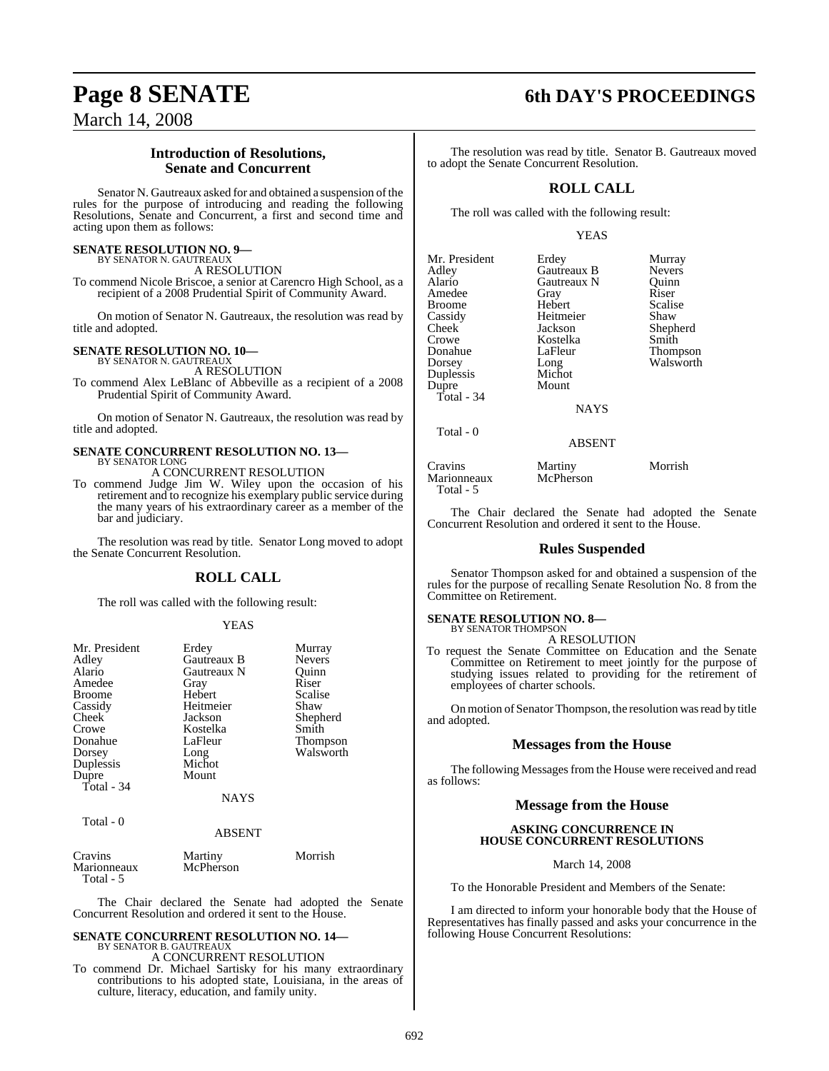## Introduction of Resolutions, Senate and Concurrent

Senator N. Gautreaux asked for and obtained a suspension of the rules for the purpose of introducing and reading the following Resolutions, Senate and Concurrent, a first and second time and acting upon them as follows:

**SENATE RESOLUTION NO. 9—**
BY SENATOR N. GAUTREAUX

A RESOLUTION

To commend Nicole Briscoe, a senior at Carencro High School, as a recipient of a 2008 Prudential Spirit of Community Award.

On motion of Senator N. Gautreaux, the resolution was read by title and adopted.

**SENATE RESOLUTION NO. 10—**
BY SENATOR N. GAUTREAUX

A RESOLUTION

To commend Alex LeBlanc of Abbeville as a recipient of a 2008 Prudential Spirit of Community Award.

On motion of Senator N. Gautreaux, the resolution was read by title and adopted.

**SENATE CONCURRENT RESOLUTION NO. 13—**
BY SENATOR LONG

A CONCURRENT RESOLUTION

To commend Judge Jim W. Wiley upon the occasion of his retirement and to recognize his exemplary public service during the many years of his extraordinary career as a member of the bar and judiciary.

The resolution was read by title. Senator Long moved to adopt the Senate Concurrent Resolution.

## ROLL CALL

The roll was called with the following result:

YEAS

| | | |
|---|---|---|
| Mr. President | Erdey | Murray |
| Adley | Gautreaux B | Nevers |
| Alario | Gautreaux N | Quinn |
| Amedee | Gray | Riser |
| Broome | Hebert | Scalise |
| Cassidy | Heitmeier | Shaw |
| Cheek | Jackson | Shepherd |
| Crowe | Kostelka | Smith |
| Donahue | LaFleur | Thompson |
| Dorsey | Long | Walsworth |
| Duplessis | Michot | |
| Dupre | Mount | |

Total - 34

NAYS

Total - 0

ABSENT

| | | |
|---|---|---|
| Cravins | Martiny | Morrish |
| Marionneaux | McPherson | |

Total - 5

The Chair declared the Senate had adopted the Senate Concurrent Resolution and ordered it sent to the House.

**SENATE CONCURRENT RESOLUTION NO. 14—**
BY SENATOR B. GAUTREAUX

A CONCURRENT RESOLUTION

To commend Dr. Michael Sartisky for his many extraordinary contributions to his adopted state, Louisiana, in the areas of culture, literacy, education, and family unity.

The resolution was read by title. Senator B. Gautreaux moved to adopt the Senate Concurrent Resolution.

## ROLL CALL

The roll was called with the following result:

YEAS

| | | |
|---|---|---|
| Mr. President | Erdey | Murray |
| Adley | Gautreaux B | Nevers |
| Alario | Gautreaux N | Quinn |
| Amedee | Gray | Riser |
| Broome | Hebert | Scalise |
| Cassidy | Heitmeier | Shaw |
| Cheek | Jackson | Shepherd |
| Crowe | Kostelka | Smith |
| Donahue | LaFleur | Thompson |
| Dorsey | Long | Walsworth |
| Duplessis | Michot | |
| Dupre | Mount | |

Total - 34

NAYS

Total - 0

ABSENT

| | | |
|---|---|---|
| Cravins | Martiny | Morrish |
| Marionneaux | McPherson | |

Total - 5

The Chair declared the Senate had adopted the Senate Concurrent Resolution and ordered it sent to the House.

## Rules Suspended

Senator Thompson asked for and obtained a suspension of the rules for the purpose of recalling Senate Resolution No. 8 from the Committee on Retirement.

**SENATE RESOLUTION NO. 8—**
BY SENATOR THOMPSON

A RESOLUTION

To request the Senate Committee on Education and the Senate Committee on Retirement to meet jointly for the purpose of studying issues related to providing for the retirement of employees of charter schools.

On motion of Senator Thompson, the resolution was read by title and adopted.

## Messages from the House

The following Messages from the House were received and read as follows:

## Message from the House

**ASKING CONCURRENCE IN HOUSE CONCURRENT RESOLUTIONS**

March 14, 2008

To the Honorable President and Members of the Senate:

I am directed to inform your honorable body that the House of Representatives has finally passed and asks your concurrence in the following House Concurrent Resolutions: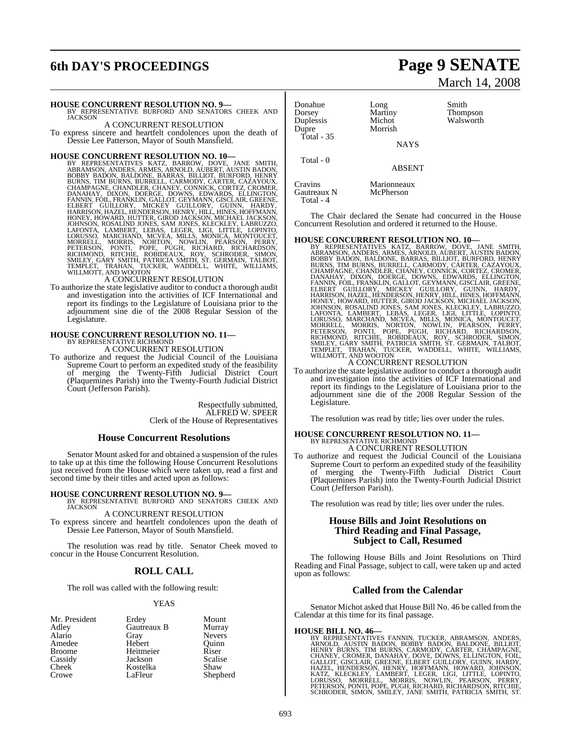**HOUSE CONCURRENT RESOLUTION NO. 9—**
BY REPRESENTATIVE BURFORD AND SENATORS CHEEK AND JACKSON

A CONCURRENT RESOLUTION

To express sincere and heartfelt condolences upon the death of Dessie Lee Patterson, Mayor of South Mansfield.

**HOUSE CONCURRENT RESOLUTION NO. 10—**
BY REPRESENTATIVES KATZ, BARROW, DOVE, JANE SMITH, ABRAMSON, ANDERS, ARMES, ARNOLD, AUBERT, AUSTIN BADON, BOBBY BADON, BALDONE, BARRAS, BILLIOT, BURFORD, HENRY BURNS, TIM BURNS, BURRELL, CARMODY, CARTER, CAZAYOUX, CHAMPAGNE, CHANDLER, CHANEY, CONNICK, CORTEZ, CROMER, DANAHAY, DIXON, DOERGE, DOWNS, EDWARDS, ELLINGTON, FANNIN, FOIL, FRANKLIN, GALLOT, GEYMANN, GISCLAIR, GREENE, ELBERT GUILLORY, MICKEY GUILLORY, GUINN, HARDY, HARRISON, HAZEL, HENDERSON, HENRY, HILL, HINES, HOFFMANN, HONEY, HOWARD, HUTTER, GIROD JACKSON, MICHAEL JACKSON, JOHNSON, ROSALIND JONES, SAM JONES, KLECKLEY, LABRUZZO, LAFONTA, LAMBERT, LEBAS, LEGER, LIGI, LITTLE, LOPINTO, LORUSSO, MARCHAND, MCVEA, MILLS, MONICA, MONTOUCET, MORRELL, MORRIS, NORTON, NOWLIN, PEARSON, PERRY, PETERSON, PONTI, POPE, PUGH, RICHARD, RICHARDSON, RICHMOND, RITCHIE, ROBIDEAUX, ROY, SCHRODER, SIMON, SMILEY, GARY SMITH, PATRICIA SMITH, ST. GERMAIN, TALBOT, TEMPLET, TRAHAN, TUCKER, WADDELL, WHITE, WILLIAMS, WILLMOTT, AND WOOTON

A CONCURRENT RESOLUTION

To authorize the state legislative auditor to conduct a thorough audit and investigation into the activities of ICF International and report its findings to the Legislature of Louisiana prior to the adjournment sine die of the 2008 Regular Session of the Legislature.

**HOUSE CONCURRENT RESOLUTION NO. 11—**
BY REPRESENTATIVE RICHMOND

A CONCURRENT RESOLUTION

To authorize and request the Judicial Council of the Louisiana Supreme Court to perform an expedited study of the feasibility of merging the Twenty-Fifth Judicial District Court (Plaquemines Parish) into the Twenty-Fourth Judicial District Court (Jefferson Parish).

Respectfully submitted,
ALFRED W. SPEER
Clerk of the House of Representatives

## House Concurrent Resolutions

Senator Mount asked for and obtained a suspension of the rules to take up at this time the following House Concurrent Resolutions just received from the House which were taken up, read a first and second time by their titles and acted upon as follows:

**HOUSE CONCURRENT RESOLUTION NO. 9—**
BY REPRESENTATIVE BURFORD AND SENATORS CHEEK AND JACKSON

A CONCURRENT RESOLUTION

To express sincere and heartfelt condolences upon the death of Dessie Lee Patterson, Mayor of South Mansfield.

The resolution was read by title. Senator Cheek moved to concur in the House Concurrent Resolution.

## ROLL CALL

The roll was called with the following result:

YEAS

| | | |
|---|---|---|
| Mr. President | Erdey | Mount |
| Adley | Gautreaux B | Murray |
| Alario | Gray | Nevers |
| Amedee | Hebert | Quinn |
| Broome | Heitmeier | Riser |
| Cassidy | Jackson | Scalise |
| Cheek | Kostelka | Shaw |
| Crowe | LaFleur | Shepherd |
| Donahue | Long | Smith |
| Dorsey | Martiny | Thompson |
| Duplessis | Michot | Walsworth |
| Dupre | Morrish | |

Total - 35

NAYS

Total - 0

ABSENT

| | |
|---|---|
| Cravins | Marionneaux |
| Gautreaux N | McPherson |

Total - 4

The Chair declared the Senate had concurred in the House Concurrent Resolution and ordered it returned to the House.

**HOUSE CONCURRENT RESOLUTION NO. 10—**
BY REPRESENTATIVES KATZ, BARROW, DOVE, JANE SMITH, ABRAMSON, ANDERS, ARMES, ARNOLD, AUBERT, AUSTIN BADON, BOBBY BADON, BALDONE, BARRAS, BILLIOT, BURFORD, HENRY BURNS, TIM BURNS, BURRELL, CARMODY, CARTER, CAZAYOUX, CHAMPAGNE, CHANDLER, CHANEY, CONNICK, CORTEZ, CROMER, DANAHAY, DIXON, DOERGE, DOWNS, EDWARDS, ELLINGTON, FANNIN, FOIL, FRANKLIN, GALLOT, GEYMANN, GISCLAIR, GREENE, ELBERT GUILLORY, MICKEY GUILLORY, GUINN, HARDY, HARRISON, HAZEL, HENDERSON, HENRY, HILL, HINES, HOFFMANN, HONEY, HOWARD, HUTTER, GIROD JACKSON, MICHAEL JACKSON, JOHNSON, ROSALIND JONES, SAM JONES, KLECKLEY, LABRUZZO, LAFONTA, LAMBERT, LEBAS, LEGER, LIGI, LITTLE, LOPINTO, LORUSSO, MARCHAND, MCVEA, MILLS, MONICA, MONTOUCET, MORRELL, MORRIS, NORTON, NOWLIN, PEARSON, PERRY, PETERSON, PONTI, POPE, PUGH, RICHARD, RICHARDSON, RICHMOND, RITCHIE, ROBIDEAUX, ROY, SCHRODER, SIMON, SMILEY, GARY SMITH, PATRICIA SMITH, ST. GERMAIN, TALBOT, TEMPLET, TRAHAN, TUCKER, WADDELL, WHITE, WILLIAMS, WILLMOTT, AND WOOTON

A CONCURRENT RESOLUTION

To authorize the state legislative auditor to conduct a thorough audit and investigation into the activities of ICF International and report its findings to the Legislature of Louisiana prior to the adjournment sine die of the 2008 Regular Session of the Legislature.

The resolution was read by title; lies over under the rules.

**HOUSE CONCURRENT RESOLUTION NO. 11—**
BY REPRESENTATIVE RICHMOND

A CONCURRENT RESOLUTION

To authorize and request the Judicial Council of the Louisiana Supreme Court to perform an expedited study of the feasibility of merging the Twenty-Fifth Judicial District Court (Plaquemines Parish) into the Twenty-Fourth Judicial District Court (Jefferson Parish).

The resolution was read by title; lies over under the rules.

## House Bills and Joint Resolutions on Third Reading and Final Passage, Subject to Call, Resumed

The following House Bills and Joint Resolutions on Third Reading and Final Passage, subject to call, were taken up and acted upon as follows:

## Called from the Calendar

Senator Michot asked that House Bill No. 46 be called from the Calendar at this time for its final passage.

**HOUSE BILL NO. 46—**
BY REPRESENTATIVES FANNIN, TUCKER, ABRAMSON, ANDERS, ARNOLD, AUSTIN BADON, BOBBY BADON, BALDONE, BILLIOT, HENRY BURNS, TIM BURNS, CARMODY, CARTER, CHAMPAGNE, CHANEY, CROMER, DANAHAY, DOVE, DOWNS, ELLINGTON, FOIL, GALLOT, GISCLAIR, GREENE, ELBERT GUILLORY, GUINN, HARDY, HAZEL, HENDERSON, HENRY, HOFFMANN, HOWARD, JOHNSON, KATZ, KLECKLEY, LAMBERT, LEGER, LIGI, LITTLE, LOPINTO, LORUSSO, MORRELL, MORRIS, NOWLIN, PEARSON, PERRY, PETERSON, PONTI, POPE, PUGH, RICHARD, RICHARDSON, RITCHIE, SCHRODER, SIMON, SMILEY, JANE SMITH, PATRICIA SMITH, ST.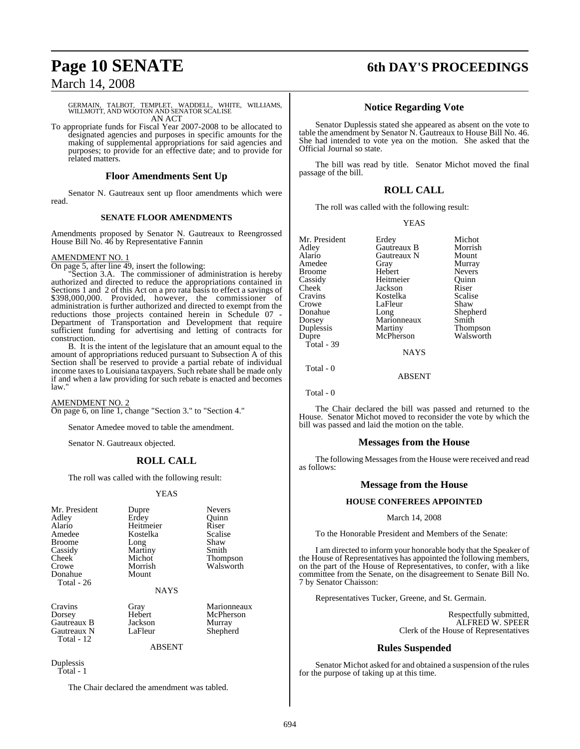GERMAIN, TALBOT, TEMPLET, WADDELL, WHITE, WILLIAMS, WILLMOTT, AND WOOTON AND SENATOR SCALISE

AN ACT

To appropriate funds for Fiscal Year 2007-2008 to be allocated to designated agencies and purposes in specific amounts for the making of supplemental appropriations for said agencies and purposes; to provide for an effective date; and to provide for related matters.

## Floor Amendments Sent Up

Senator N. Gautreaux sent up floor amendments which were read.

### SENATE FLOOR AMENDMENTS

Amendments proposed by Senator N. Gautreaux to Reengrossed House Bill No. 46 by Representative Fannin

AMENDMENT NO. 1

On page 5, after line 49, insert the following:

"Section 3.A. The commissioner of administration is hereby authorized and directed to reduce the appropriations contained in Sections 1 and 2 of this Act on a pro rata basis to effect a savings of $398,000,000. Provided, however, the commissioner of administration is further authorized and directed to exempt from the reductions those projects contained herein in Schedule 07 - Department of Transportation and Development that require sufficient funding for advertising and letting of contracts for construction.

B. It is the intent of the legislature that an amount equal to the amount of appropriations reduced pursuant to Subsection A of this Section shall be reserved to provide a partial rebate of individual income taxes to Louisiana taxpayers. Such rebate shall be made only if and when a law providing for such rebate is enacted and becomes law."

AMENDMENT NO. 2

On page 6, on line 1, change "Section 3." to "Section 4."

Senator Amedee moved to table the amendment.

Senator N. Gautreaux objected.

## ROLL CALL

The roll was called with the following result:

YEAS

| | | |
|---|---|---|
| Mr. President | Dupre | Nevers |
| Adley | Erdey | Quinn |
| Alario | Heitmeier | Riser |
| Amedee | Kostelka | Scalise |
| Broome | Long | Shaw |
| Cassidy | Martiny | Smith |
| Cheek | Michot | Thompson |
| Crowe | Morrish | Walsworth |
| Donahue | Mount | |

Total - 26

NAYS

| | | |
|---|---|---|
| Cravins | Gray | Marionneaux |
| Dorsey | Hebert | McPherson |
| Gautreaux B | Jackson | Murray |
| Gautreaux N | LaFleur | Shepherd |

Total - 12

ABSENT

Duplessis

Total - 1

The Chair declared the amendment was tabled.

## Notice Regarding Vote

Senator Duplessis stated she appeared as absent on the vote to table the amendment by Senator N. Gautreaux to House Bill No. 46. She had intended to vote yea on the motion. She asked that the Official Journal so state.

The bill was read by title. Senator Michot moved the final passage of the bill.

## ROLL CALL

The roll was called with the following result:

YEAS

| | | |
|---|---|---|
| Mr. President | Erdey | Michot |
| Adley | Gautreaux B | Morrish |
| Alario | Gautreaux N | Mount |
| Amedee | Gray | Murray |
| Broome | Hebert | Nevers |
| Cassidy | Heitmeier | Quinn |
| Cheek | Jackson | Riser |
| Cravins | Kostelka | Scalise |
| Crowe | LaFleur | Shaw |
| Donahue | Long | Shepherd |
| Dorsey | Marionneaux | Smith |
| Duplessis | Martiny | Thompson |
| Dupre | McPherson | Walsworth |

Total - 39

NAYS

Total - 0

ABSENT

Total - 0

The Chair declared the bill was passed and returned to the House. Senator Michot moved to reconsider the vote by which the bill was passed and laid the motion on the table.

## Messages from the House

The following Messages from the House were received and read as follows:

## Message from the House

### HOUSE CONFEREES APPOINTED

March 14, 2008

To the Honorable President and Members of the Senate:

I am directed to inform your honorable body that the Speaker of the House of Representatives has appointed the following members, on the part of the House of Representatives, to confer, with a like committee from the Senate, on the disagreement to Senate Bill No. 7 by Senator Chaisson:

Representatives Tucker, Greene, and St. Germain.

Respectfully submitted,
ALFRED W. SPEER
Clerk of the House of Representatives

## Rules Suspended

Senator Michot asked for and obtained a suspension of the rules for the purpose of taking up at this time.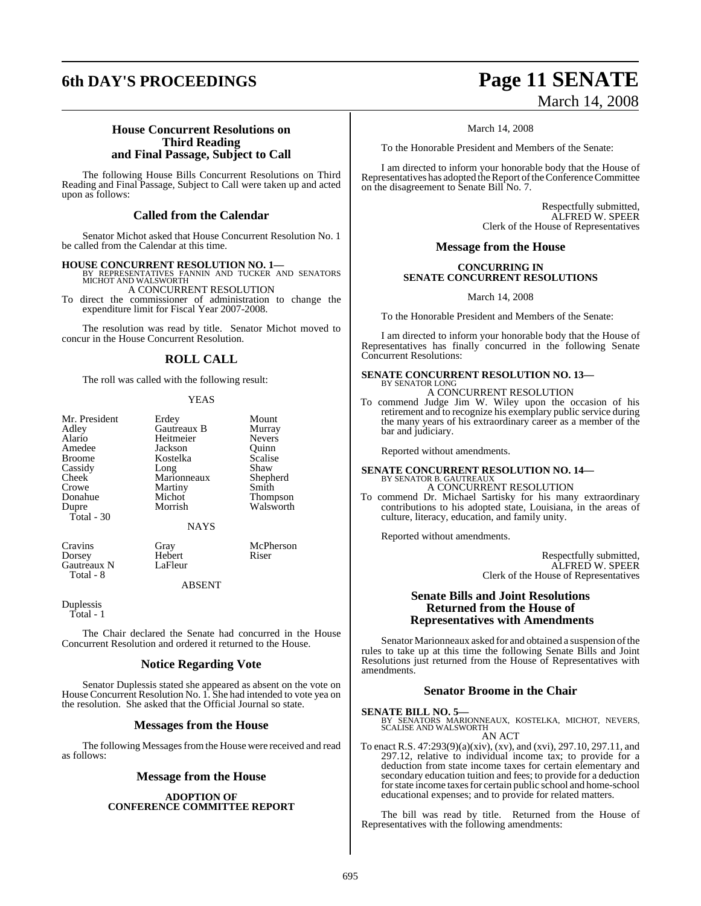## House Concurrent Resolutions on Third Reading and Final Passage, Subject to Call

The following House Bills Concurrent Resolutions on Third Reading and Final Passage, Subject to Call were taken up and acted upon as follows:

### Called from the Calendar

Senator Michot asked that House Concurrent Resolution No. 1 be called from the Calendar at this time.

**HOUSE CONCURRENT RESOLUTION NO. 1—**
BY REPRESENTATIVES FANNIN AND TUCKER AND SENATORS MICHOT AND WALSWORTH

A CONCURRENT RESOLUTION

To direct the commissioner of administration to change the expenditure limit for Fiscal Year 2007-2008.

The resolution was read by title. Senator Michot moved to concur in the House Concurrent Resolution.

### ROLL CALL

The roll was called with the following result:

YEAS

| | | |
|---|---|---|
| Mr. President | Erdey | Mount |
| Adley | Gautreaux B | Murray |
| Alario | Heitmeier | Nevers |
| Amedee | Jackson | Quinn |
| Broome | Kostelka | Scalise |
| Cassidy | Long | Shaw |
| Cheek | Marionneaux | Shepherd |
| Crowe | Martiny | Smith |
| Donahue | Michot | Thompson |
| Dupre | Morrish | Walsworth |
| Total - 30 | | |

NAYS

| | | |
|---|---|---|
| Cravins | Gray | McPherson |
| Dorsey | Hebert | Riser |
| Gautreaux N | LaFleur | |
| Total - 8 | | |

ABSENT

Duplessis
Total - 1

The Chair declared the Senate had concurred in the House Concurrent Resolution and ordered it returned to the House.

### Notice Regarding Vote

Senator Duplessis stated she appeared as absent on the vote on House Concurrent Resolution No. 1. She had intended to vote yea on the resolution. She asked that the Official Journal so state.

## Messages from the House

The following Messages from the House were received and read as follows:

### Message from the House

**ADOPTION OF CONFERENCE COMMITTEE REPORT**

March 14, 2008

To the Honorable President and Members of the Senate:

I am directed to inform your honorable body that the House of Representatives has adopted the Report of the Conference Committee on the disagreement to Senate Bill No. 7.

Respectfully submitted,
ALFRED W. SPEER
Clerk of the House of Representatives

### Message from the House

**CONCURRING IN SENATE CONCURRENT RESOLUTIONS**

March 14, 2008

To the Honorable President and Members of the Senate:

I am directed to inform your honorable body that the House of Representatives has finally concurred in the following Senate Concurrent Resolutions:

**SENATE CONCURRENT RESOLUTION NO. 13—**
BY SENATOR LONG

A CONCURRENT RESOLUTION

To commend Judge Jim W. Wiley upon the occasion of his retirement and to recognize his exemplary public service during the many years of his extraordinary career as a member of the bar and judiciary.

Reported without amendments.

**SENATE CONCURRENT RESOLUTION NO. 14—**
BY SENATOR B. GAUTREAUX

A CONCURRENT RESOLUTION

To commend Dr. Michael Sartisky for his many extraordinary contributions to his adopted state, Louisiana, in the areas of culture, literacy, education, and family unity.

Reported without amendments.

Respectfully submitted,
ALFRED W. SPEER
Clerk of the House of Representatives

## Senate Bills and Joint Resolutions Returned from the House of Representatives with Amendments

Senator Marionneaux asked for and obtained a suspension of the rules to take up at this time the following Senate Bills and Joint Resolutions just returned from the House of Representatives with amendments.

### Senator Broome in the Chair

**SENATE BILL NO. 5—**
BY SENATORS MARIONNEAUX, KOSTELKA, MICHOT, NEVERS, SCALISE AND WALSWORTH

AN ACT

To enact R.S. 47:293(9)(a)(xiv), (xv), and (xvi), 297.10, 297.11, and 297.12, relative to individual income tax; to provide for a deduction from state income taxes for certain elementary and secondary education tuition and fees; to provide for a deduction for state income taxes for certain public school and home-school educational expenses; and to provide for related matters.

The bill was read by title. Returned from the House of Representatives with the following amendments: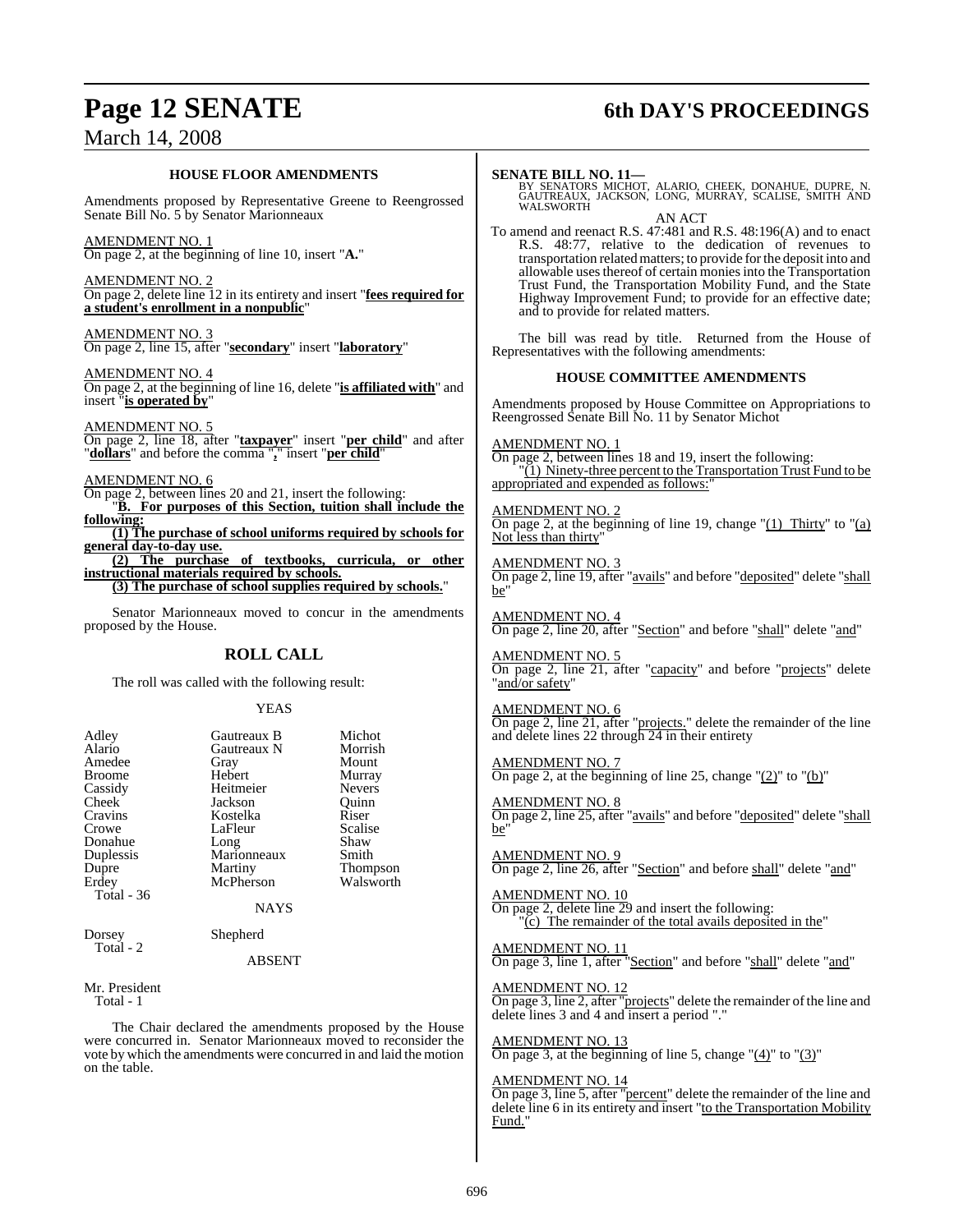### HOUSE FLOOR AMENDMENTS

Amendments proposed by Representative Greene to Reengrossed Senate Bill No. 5 by Senator Marionneaux

AMENDMENT NO. 1
On page 2, at the beginning of line 10, insert "**A.**"

AMENDMENT NO. 2
On page 2, delete line 12 in its entirety and insert "**fees required for a student's enrollment in a nonpublic**"

AMENDMENT NO. 3
On page 2, line 15, after "**secondary**" insert "**laboratory**"

AMENDMENT NO. 4
On page 2, at the beginning of line 16, delete "**is affiliated with**" and insert "**is operated by**"

AMENDMENT NO. 5
On page 2, line 18, after "**taxpayer**" insert "**per child**" and after "**dollars**" and before the comma "**,**" insert "**per child**"

AMENDMENT NO. 6
On page 2, between lines 20 and 21, insert the following:

"**B. For purposes of this Section, tuition shall include the following:**

**(1) The purchase of school uniforms required by schools for general day-to-day use.**

**(2) The purchase of textbooks, curricula, or other instructional materials required by schools.**

**(3) The purchase of school supplies required by schools.**"

Senator Marionneaux moved to concur in the amendments proposed by the House.

## ROLL CALL

The roll was called with the following result:

YEAS

| | | |
|---|---|---|
| Adley | Gautreaux B | Michot |
| Alario | Gautreaux N | Morrish |
| Amedee | Gray | Mount |
| Broome | Hebert | Murray |
| Cassidy | Heitmeier | Nevers |
| Cheek | Jackson | Quinn |
| Cravins | Kostelka | Riser |
| Crowe | LaFleur | Scalise |
| Donahue | Long | Shaw |
| Duplessis | Marionneaux | Smith |
| Dupre | Martiny | Thompson |
| Erdey | McPherson | Walsworth |

Total - 36

NAYS

Dorsey Shepherd

Total - 2

ABSENT

Mr. President

Total - 1

The Chair declared the amendments proposed by the House were concurred in. Senator Marionneaux moved to reconsider the vote by which the amendments were concurred in and laid the motion on the table.

**SENATE BILL NO. 11—**
BY SENATORS MICHOT, ALARIO, CHEEK, DONAHUE, DUPRE, N. GAUTREAUX, JACKSON, LONG, MURRAY, SCALISE, SMITH AND WALSWORTH

AN ACT

To amend and reenact R.S. 47:481 and R.S. 48:196(A) and to enact R.S. 48:77, relative to the dedication of revenues to transportation related matters; to provide for the deposit into and allowable uses thereof of certain monies into the Transportation Trust Fund, the Transportation Mobility Fund, and the State Highway Improvement Fund; to provide for an effective date; and to provide for related matters.

The bill was read by title. Returned from the House of Representatives with the following amendments:

### HOUSE COMMITTEE AMENDMENTS

Amendments proposed by House Committee on Appropriations to Reengrossed Senate Bill No. 11 by Senator Michot

AMENDMENT NO. 1
On page 2, between lines 18 and 19, insert the following:

"(1) Ninety-three percent to the Transportation Trust Fund to be appropriated and expended as follows:"

AMENDMENT NO. 2
On page 2, at the beginning of line 19, change "(1) Thirty" to "(a) Not less than thirty"

AMENDMENT NO. 3
On page 2, line 19, after "avails" and before "deposited" delete "shall be"

AMENDMENT NO. 4
On page 2, line 20, after "Section" and before "shall" delete "and"

AMENDMENT NO. 5
On page 2, line 21, after "capacity" and before "projects" delete "and/or safety"

AMENDMENT NO. 6
On page 2, line 21, after "projects." delete the remainder of the line and delete lines 22 through 24 in their entirety

AMENDMENT NO. 7
On page 2, at the beginning of line 25, change "(2)" to "(b)"

AMENDMENT NO. 8
On page 2, line 25, after "avails" and before "deposited" delete "shall be"

AMENDMENT NO. 9
On page 2, line 26, after "Section" and before shall" delete "and"

AMENDMENT NO. 10
On page 2, delete line 29 and insert the following:

"(c) The remainder of the total avails deposited in the"

AMENDMENT NO. 11
On page 3, line 1, after "Section" and before "shall" delete "and"

AMENDMENT NO. 12
On page 3, line 2, after "projects" delete the remainder of the line and delete lines 3 and 4 and insert a period "."

AMENDMENT NO. 13
On page 3, at the beginning of line 5, change "(4)" to "(3)"

AMENDMENT NO. 14
On page 3, line 5, after "percent" delete the remainder of the line and delete line 6 in its entirety and insert "to the Transportation Mobility Fund."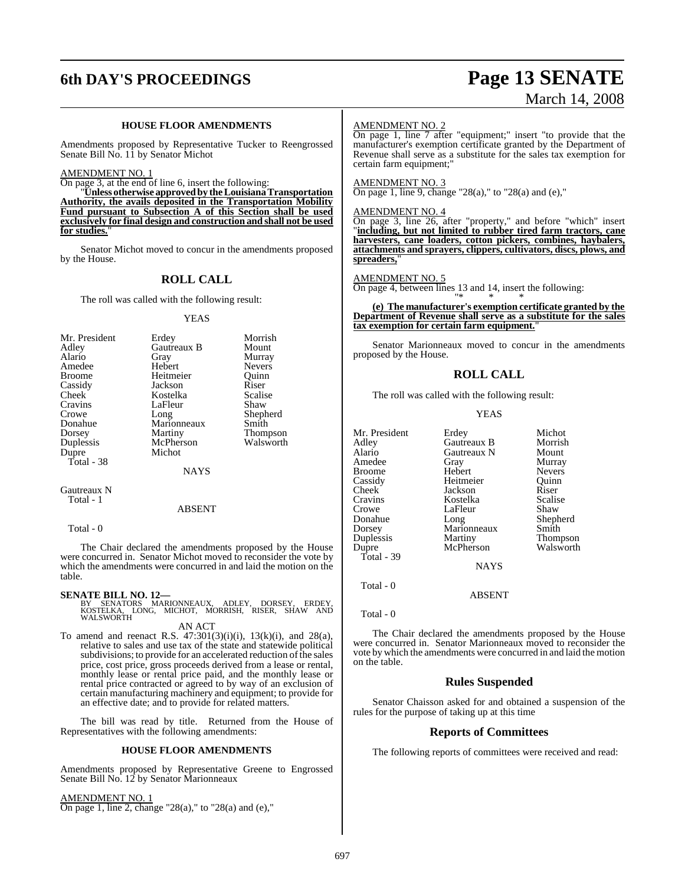### HOUSE FLOOR AMENDMENTS

Amendments proposed by Representative Tucker to Reengrossed Senate Bill No. 11 by Senator Michot

AMENDMENT NO. 1

On page 3, at the end of line 6, insert the following:

"**Unless otherwise approved by the Louisiana Transportation Authority, the avails deposited in the Transportation Mobility Fund pursuant to Subsection A of this Section shall be used exclusively for final design and construction and shall not be used for studies.**"

Senator Michot moved to concur in the amendments proposed by the House.

## ROLL CALL

The roll was called with the following result:

YEAS

| | | |
|---|---|---|
| Mr. President | Erdey | Morrish |
| Adley | Gautreaux B | Mount |
| Alario | Gray | Murray |
| Amedee | Hebert | Nevers |
| Broome | Heitmeier | Quinn |
| Cassidy | Jackson | Riser |
| Cheek | Kostelka | Scalise |
| Cravins | LaFleur | Shaw |
| Crowe | Long | Shepherd |
| Donahue | Marionneaux | Smith |
| Dorsey | Martiny | Thompson |
| Duplessis | McPherson | Walsworth |
| Dupre | Michot | |

Total - 38

NAYS

Gautreaux N

Total - 1

ABSENT

Total - 0

The Chair declared the amendments proposed by the House were concurred in. Senator Michot moved to reconsider the vote by which the amendments were concurred in and laid the motion on the table.

**SENATE BILL NO. 12—**
BY SENATORS MARIONNEAUX, ADLEY, DORSEY, ERDEY, KOSTELKA, LONG, MICHOT, MORRISH, RISER, SHAW AND WALSWORTH

AN ACT

To amend and reenact R.S. 47:301(3)(i)(i), 13(k)(i), and 28(a), relative to sales and use tax of the state and statewide political subdivisions; to provide for an accelerated reduction of the sales price, cost price, gross proceeds derived from a lease or rental, monthly lease or rental price paid, and the monthly lease or rental price contracted or agreed to by way of an exclusion of certain manufacturing machinery and equipment; to provide for an effective date; and to provide for related matters.

The bill was read by title. Returned from the House of Representatives with the following amendments:

### HOUSE FLOOR AMENDMENTS

Amendments proposed by Representative Greene to Engrossed Senate Bill No. 12 by Senator Marionneaux

AMENDMENT NO. 1

On page 1, line 2, change "28(a)," to "28(a) and (e),"

AMENDMENT NO. 2

On page 1, line 7 after "equipment;" insert "to provide that the manufacturer's exemption certificate granted by the Department of Revenue shall serve as a substitute for the sales tax exemption for certain farm equipment;"

AMENDMENT NO. 3

On page 1, line 9, change "28(a)," to "28(a) and (e),"

AMENDMENT NO. 4

On page 3, line 26, after "property," and before "which" insert "**including, but not limited to rubber tired farm tractors, cane harvesters, cane loaders, cotton pickers, combines, haybalers, attachments and sprayers, clippers, cultivators, discs, plows, and spreaders,**"

AMENDMENT NO. 5

On page 4, between lines 13 and 14, insert the following:

"* * *

**(e) The manufacturer's exemption certificate granted by the Department of Revenue shall serve as a substitute for the sales tax exemption for certain farm equipment.**"

Senator Marionneaux moved to concur in the amendments proposed by the House.

## ROLL CALL

The roll was called with the following result:

YEAS

| | | |
|---|---|---|
| Mr. President | Erdey | Michot |
| Adley | Gautreaux B | Morrish |
| Alario | Gautreaux N | Mount |
| Amedee | Gray | Murray |
| Broome | Hebert | Nevers |
| Cassidy | Heitmeier | Quinn |
| Cheek | Jackson | Riser |
| Cravins | Kostelka | Scalise |
| Crowe | LaFleur | Shaw |
| Donahue | Long | Shepherd |
| Dorsey | Marionneaux | Smith |
| Duplessis | Martiny | Thompson |
| Dupre | McPherson | Walsworth |

Total - 39

NAYS

Total - 0

ABSENT

Total - 0

The Chair declared the amendments proposed by the House were concurred in. Senator Marionneaux moved to reconsider the vote by which the amendments were concurred in and laid the motion on the table.

## Rules Suspended

Senator Chaisson asked for and obtained a suspension of the rules for the purpose of taking up at this time

## Reports of Committees

The following reports of committees were received and read: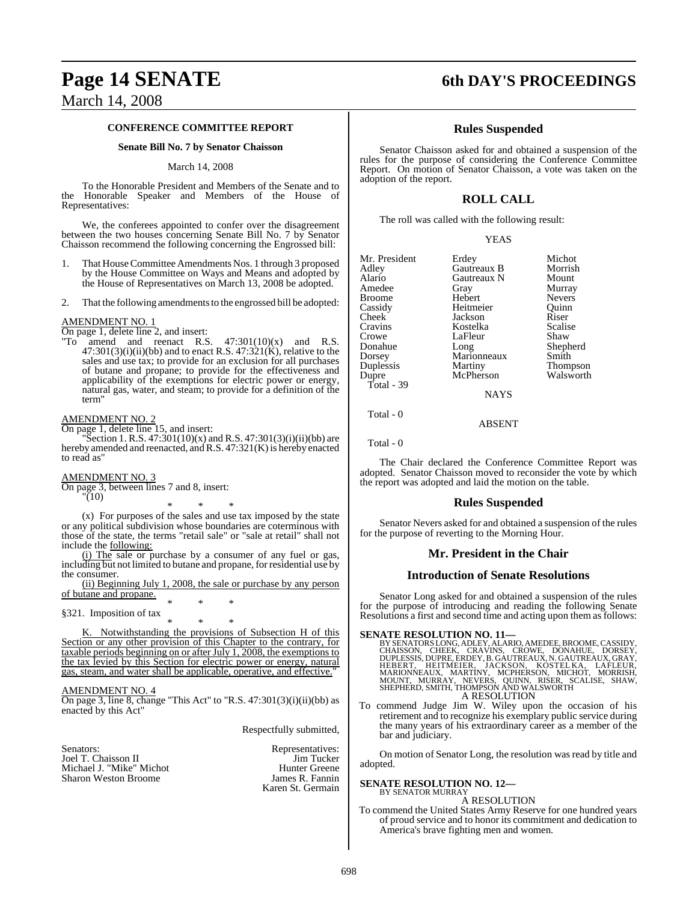## CONFERENCE COMMITTEE REPORT

**Senate Bill No. 7 by Senator Chaisson**

March 14, 2008

To the Honorable President and Members of the Senate and to the Honorable Speaker and Members of the House of Representatives:

We, the conferees appointed to confer over the disagreement between the two houses concerning Senate Bill No. 7 by Senator Chaisson recommend the following concerning the Engrossed bill:

1. That House Committee Amendments Nos. 1 through 3 proposed by the House Committee on Ways and Means and adopted by the House of Representatives on March 13, 2008 be adopted.

2. That the following amendments to the engrossed bill be adopted:

AMENDMENT NO. 1

On page 1, delete line 2, and insert:

"To amend and reenact R.S. 47:301(10)(x) and R.S. 47:301(3)(i)(ii)(bb) and to enact R.S. 47:321(K), relative to the sales and use tax; to provide for an exclusion for all purchases of butane and propane; to provide for the effectiveness and applicability of the exemptions for electric power or energy, natural gas, water, and steam; to provide for a definition of the term"

AMENDMENT NO. 2

On page 1, delete line 15, and insert:

"Section 1. R.S. 47:301(10)(x) and R.S. 47:301(3)(i)(ii)(bb) are hereby amended and reenacted, and R.S. 47:321(K) is hereby enacted to read as"

AMENDMENT NO. 3

On page 3, between lines 7 and 8, insert:

"(10)

\* \* \*

(x) For purposes of the sales and use tax imposed by the state or any political subdivision whose boundaries are coterminous with those of the state, the terms "retail sale" or "sale at retail" shall not include the following:

(i) The sale or purchase by a consumer of any fuel or gas, including but not limited to butane and propane, for residential use by the consumer.

(ii) Beginning July 1, 2008, the sale or purchase by any person of butane and propane.

\* \* \*

§321. Imposition of tax

\* \* \*

K. Notwithstanding the provisions of Subsection H of this Section or any other provision of this Chapter to the contrary, for taxable periods beginning on or after July 1, 2008, the exemptions to the tax levied by this Section for electric power or energy, natural gas, steam, and water shall be applicable, operative, and effective."

AMENDMENT NO. 4

On page 3, line 8, change "This Act" to "R.S. 47:301(3)(i)(ii)(bb) as enacted by this Act"

Respectfully submitted,

| Senators: | Representatives: |
|---|---|
| Joel T. Chaisson II | Jim Tucker |
| Michael J. "Mike" Michot | Hunter Greene |
| Sharon Weston Broome | James R. Fannin |
| | Karen St. Germain |

## Rules Suspended

Senator Chaisson asked for and obtained a suspension of the rules for the purpose of considering the Conference Committee Report. On motion of Senator Chaisson, a vote was taken on the adoption of the report.

## ROLL CALL

The roll was called with the following result:

YEAS

| | | |
|---|---|---|
| Mr. President | Erdey | Michot |
| Adley | Gautreaux B | Morrish |
| Alario | Gautreaux N | Mount |
| Amedee | Gray | Murray |
| Broome | Hebert | Nevers |
| Cassidy | Heitmeier | Quinn |
| Cheek | Jackson | Riser |
| Cravins | Kostelka | Scalise |
| Crowe | LaFleur | Shaw |
| Donahue | Long | Shepherd |
| Dorsey | Marionneaux | Smith |
| Duplessis | Martiny | Thompson |
| Dupre | McPherson | Walsworth |

Total - 39

NAYS

Total - 0

ABSENT

Total - 0

The Chair declared the Conference Committee Report was adopted. Senator Chaisson moved to reconsider the vote by which the report was adopted and laid the motion on the table.

## Rules Suspended

Senator Nevers asked for and obtained a suspension of the rules for the purpose of reverting to the Morning Hour.

## Mr. President in the Chair

## Introduction of Senate Resolutions

Senator Long asked for and obtained a suspension of the rules for the purpose of introducing and reading the following Senate Resolutions a first and second time and acting upon them as follows:

**SENATE RESOLUTION NO. 11—**
BY SENATORS LONG, ADLEY, ALARIO, AMEDEE, BROOME, CASSIDY, CHAISSON, CHEEK, CRAVINS, CROWE, DONAHUE, DORSEY, DUPLESSIS, DUPRE, ERDEY, B. GAUTREAUX, N. GAUTREAUX, GRAY, HEBERT, HEITMEIER, JACKSON, KOSTELKA, LAFLEUR, MARIONNEAUX, MARTINY, MCPHERSON, MICHOT, MORRISH, MOUNT, MURRAY, NEVERS, QUINN, RISER, SCALISE, SHAW, SHEPHERD, SMITH, THOMPSON AND WALSWORTH

A RESOLUTION

To commend Judge Jim W. Wiley upon the occasion of his retirement and to recognize his exemplary public service during the many years of his extraordinary career as a member of the bar and judiciary.

On motion of Senator Long, the resolution was read by title and adopted.

**SENATE RESOLUTION NO. 12—**
BY SENATOR MURRAY

A RESOLUTION

To commend the United States Army Reserve for one hundred years of proud service and to honor its commitment and dedication to America's brave fighting men and women.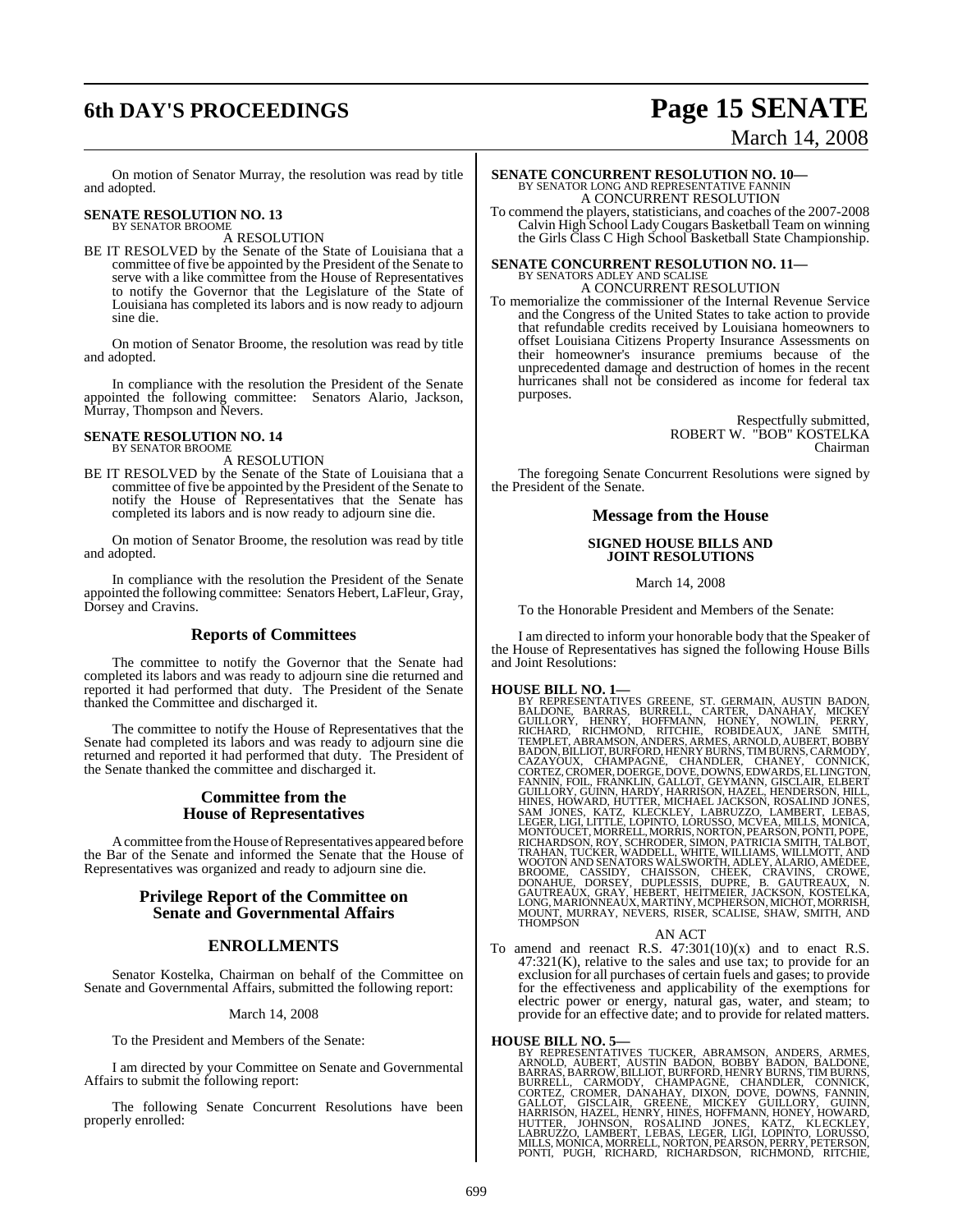On motion of Senator Murray, the resolution was read by title and adopted.

**SENATE RESOLUTION NO. 13**
BY SENATOR BROOME

A RESOLUTION

BE IT RESOLVED by the Senate of the State of Louisiana that a committee of five be appointed by the President of the Senate to serve with a like committee from the House of Representatives to notify the Governor that the Legislature of the State of Louisiana has completed its labors and is now ready to adjourn sine die.

On motion of Senator Broome, the resolution was read by title and adopted.

In compliance with the resolution the President of the Senate appointed the following committee: Senators Alario, Jackson, Murray, Thompson and Nevers.

**SENATE RESOLUTION NO. 14**
BY SENATOR BROOME

A RESOLUTION

BE IT RESOLVED by the Senate of the State of Louisiana that a committee of five be appointed by the President of the Senate to notify the House of Representatives that the Senate has completed its labors and is now ready to adjourn sine die.

On motion of Senator Broome, the resolution was read by title and adopted.

In compliance with the resolution the President of the Senate appointed the following committee: Senators Hebert, LaFleur, Gray, Dorsey and Cravins.

## Reports of Committees

The committee to notify the Governor that the Senate had completed its labors and was ready to adjourn sine die returned and reported it had performed that duty. The President of the Senate thanked the Committee and discharged it.

The committee to notify the House of Representatives that the Senate had completed its labors and was ready to adjourn sine die returned and reported it had performed that duty. The President of the Senate thanked the committee and discharged it.

## Committee from the House of Representatives

A committee from the House of Representatives appeared before the Bar of the Senate and informed the Senate that the House of Representatives was organized and ready to adjourn sine die.

## Privilege Report of the Committee on Senate and Governmental Affairs

## ENROLLMENTS

Senator Kostelka, Chairman on behalf of the Committee on Senate and Governmental Affairs, submitted the following report:

March 14, 2008

To the President and Members of the Senate:

I am directed by your Committee on Senate and Governmental Affairs to submit the following report:

The following Senate Concurrent Resolutions have been properly enrolled:

**SENATE CONCURRENT RESOLUTION NO. 10—**
BY SENATOR LONG AND REPRESENTATIVE FANNIN

A CONCURRENT RESOLUTION

To commend the players, statisticians, and coaches of the 2007-2008 Calvin High School Lady Cougars Basketball Team on winning the Girls Class C High School Basketball State Championship.

**SENATE CONCURRENT RESOLUTION NO. 11—**
BY SENATORS ADLEY AND SCALISE

A CONCURRENT RESOLUTION

To memorialize the commissioner of the Internal Revenue Service and the Congress of the United States to take action to provide that refundable credits received by Louisiana homeowners to offset Louisiana Citizens Property Insurance Assessments on their homeowner's insurance premiums because of the unprecedented damage and destruction of homes in the recent hurricanes shall not be considered as income for federal tax purposes.

Respectfully submitted,
ROBERT W. "BOB" KOSTELKA
Chairman

The foregoing Senate Concurrent Resolutions were signed by the President of the Senate.

## Message from the House

### SIGNED HOUSE BILLS AND JOINT RESOLUTIONS

March 14, 2008

To the Honorable President and Members of the Senate:

I am directed to inform your honorable body that the Speaker of the House of Representatives has signed the following House Bills and Joint Resolutions:

**HOUSE BILL NO. 1—**
BY REPRESENTATIVES GREENE, ST. GERMAIN, AUSTIN BADON, BALDONE, BARRAS, BURRELL, CARTER, DANAHAY, MICKEY GUILLORY, HENRY, HOFFMANN, HONEY, NOWLIN, PERRY, RICHARD, RICHMOND, RITCHIE, ROBIDEAUX, JANE SMITH, TEMPLET, ABRAMSON, ANDERS, ARMES, ARNOLD, AUBERT, BOBBY BADON, BILLIOT, BURFORD, HENRY BURNS, TIM BURNS, CARMODY, CAZAYOUX, CHAMPAGNE, CHANDLER, CHANEY, CONNICK, CORTEZ, CROMER, DOERGE, DOVE, DOWNS, EDWARDS, ELLINGTON, FANNIN, FOIL, FRANKLIN, GALLOT, GEYMANN, GISCLAIR, ELBERT GUILLORY, GUINN, HARDY, HARRISON, HAZEL, HENDERSON, HILL, HINES, HOWARD, HUTTER, MICHAEL JACKSON, ROSALIND JONES, SAM JONES, KATZ, KLECKLEY, LABRUZZO, LAMBERT, LEBAS, LEGER, LIGI, LITTLE, LOPINTO, LORUSSO, MCVEA, MILLS, MONICA, MONTOUCET, MORRELL, MORRIS, NORTON, PEARSON, PONTI, POPE, RICHARDSON, ROY, SCHRODER, SIMON, PATRICIA SMITH, TALBOT, TRAHAN, TUCKER, WADDELL, WHITE, WILLIAMS, WILLMOTT, AND WOOTON AND SENATORS WALSWORTH, ADLEY, ALARIO, AMEDEE, BROOME, CASSIDY, CHAISSON, CHEEK, CRAVINS, CROWE, DONAHUE, DORSEY, DUPLESSIS, DUPRE, B. GAUTREAUX, N. GAUTREAUX, GRAY, HEBERT, HEITMEIER, JACKSON, KOSTELKA, LONG, MARIONNEAUX, MARTINY, MCPHERSON, MICHOT, MORRISH, MOUNT, MURRAY, NEVERS, RISER, SCALISE, SHAW, SMITH, AND THOMPSON

AN ACT

To amend and reenact R.S. 47:301(10)(x) and to enact R.S. 47:321(K), relative to the sales and use tax; to provide for an exclusion for all purchases of certain fuels and gases; to provide for the effectiveness and applicability of the exemptions for electric power or energy, natural gas, water, and steam; to provide for an effective date; and to provide for related matters.

**HOUSE BILL NO. 5—**
BY REPRESENTATIVES TUCKER, ABRAMSON, ANDERS, ARMES, ARNOLD, AUBERT, AUSTIN BADON, BOBBY BADON, BALDONE, BARRAS, BARROW, BILLIOT, BURFORD, HENRY BURNS, TIM BURNS, BURRELL, CARMODY, CHAMPAGNE, CHANDLER, CONNICK, CORTEZ, CROMER, DANAHAY, DIXON, DOVE, DOWNS, FANNIN, GALLOT, GISCLAIR, GREENE, MICKEY GUILLORY, GUINN, HARRISON, HAZEL, HENRY, HINES, HOFFMANN, HONEY, HOWARD, HUTTER, JOHNSON, ROSALIND JONES, KATZ, KLECKLEY, LABRUZZO, LAMBERT, LEBAS, LEGER, LIGI, LOPINTO, LORUSSO, MILLS, MONICA, MORRELL, NORTON, PEARSON, PERRY, PETERSON, PONTI, PUGH, RICHARD, RICHARDSON, RICHMOND, RITCHIE,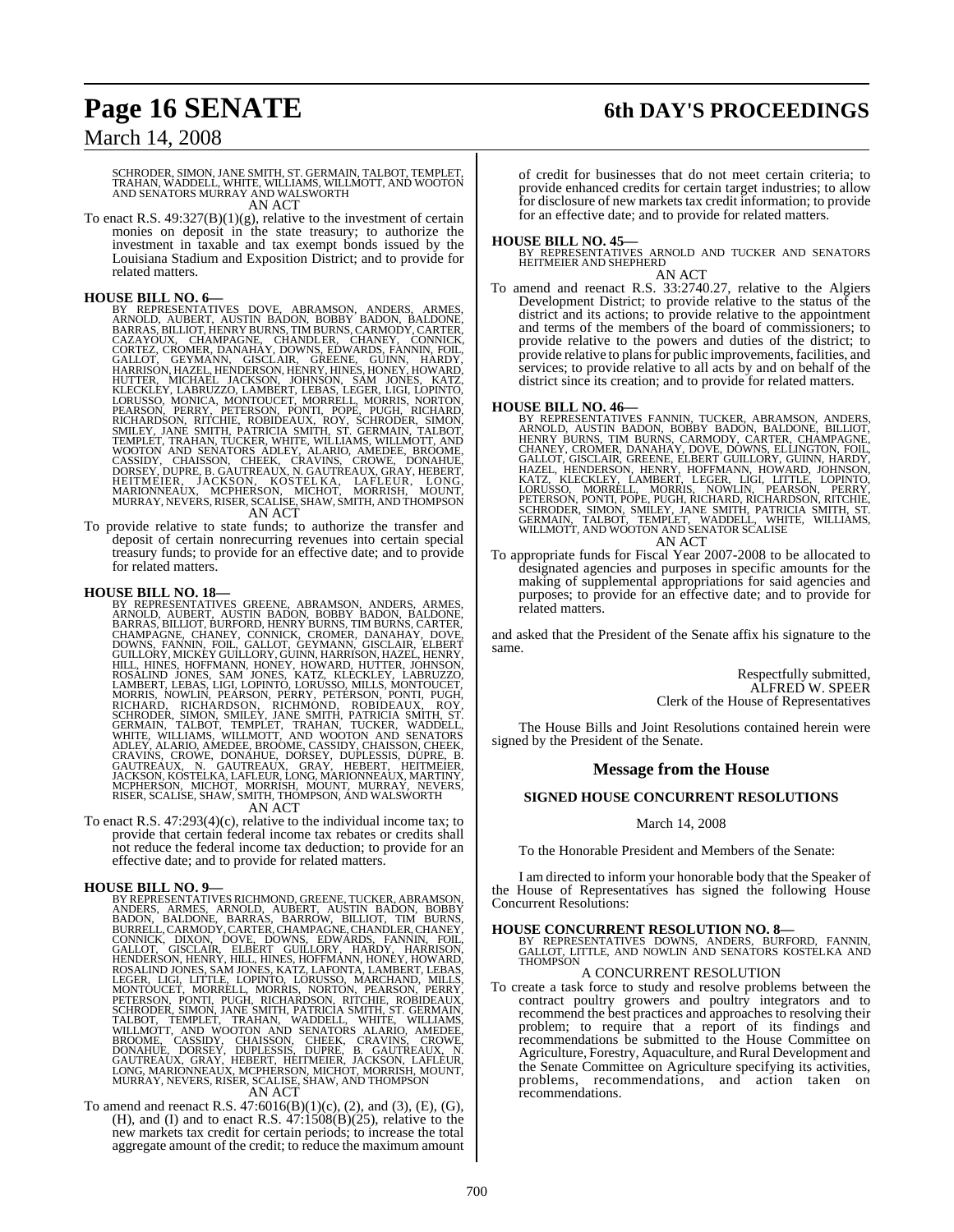SCHRODER, SIMON, JANE SMITH, ST. GERMAIN, TALBOT, TEMPLET, TRAHAN, WADDELL, WHITE, WILLIAMS, WILLMOTT, AND WOOTON AND SENATORS MURRAY AND WALSWORTH

AN ACT

To enact R.S. 49:327(B)(1)(g), relative to the investment of certain monies on deposit in the state treasury; to authorize the investment in taxable and tax exempt bonds issued by the Louisiana Stadium and Exposition District; and to provide for related matters.

**HOUSE BILL NO. 6—**

BY REPRESENTATIVES DOVE, ABRAMSON, ANDERS, ARMES, ARNOLD, AUBERT, AUSTIN BADON, BOBBY BADON, BALDONE, BARRAS, BILLIOT, HENRY BURNS, TIM BURNS, CARMODY, CARTER, CAZAYOUX, CHAMPAGNE, CHANDLER, CHANEY, CONNICK, CORTEZ, CROMER, DANAHAY, DOWNS, EDWARDS, FANNIN, FOIL, GALLOT, GEYMANN, GISCLAIR, GREENE, GUINN, HARDY, HARRISON, HAZEL, HENDERSON, HENRY, HINES, HONEY, HOWARD, HUTTER, MICHAEL JACKSON, JOHNSON, SAM JONES, KATZ, KLECKLEY, LABRUZZO, LAMBERT, LEBAS, LEGER, LIGI, LOPINTO, LORUSSO, MONICA, MONTOUCET, MORRELL, MORRIS, NORTON, PEARSON, PERRY, PETERSON, PONTI, POPE, PUGH, RICHARD, RICHARDSON, RITCHIE, ROBIDEAUX, ROY, SCHRODER, SIMON, SMILEY, JANE SMITH, PATRICIA SMITH, ST. GERMAIN, TALBOT, TEMPLET, TRAHAN, TUCKER, WHITE, WILLIAMS, WILLMOTT, AND WOOTON AND SENATORS ADLEY, ALARIO, AMEDEE, BROOME, CASSIDY, CHAISSON, CHEEK, CRAVINS, CROWE, DONAHUE, DORSEY, DUPRE, B. GAUTREAUX, N. GAUTREAUX, GRAY, HEBERT, HEITMEIER, JACKSON, KOSTELKA, LAFLEUR, LONG, MARIONNEAUX, MCPHERSON, MICHOT, MORRISH, MOUNT, MURRAY, NEVERS, RISER, SCALISE, SHAW, SMITH, AND THOMPSON

AN ACT

To provide relative to state funds; to authorize the transfer and deposit of certain nonrecurring revenues into certain special treasury funds; to provide for an effective date; and to provide for related matters.

**HOUSE BILL NO. 18—**

BY REPRESENTATIVES GREENE, ABRAMSON, ANDERS, ARMES, ARNOLD, AUBERT, AUSTIN BADON, BOBBY BADON, BALDONE, BARRAS, BILLIOT, BURFORD, HENRY BURNS, TIM BURNS, CARTER, CHAMPAGNE, CHANEY, CONNICK, CROMER, DANAHAY, DOVE, DOWNS, FANNIN, FOIL, GALLOT, GEYMANN, GISCLAIR, ELBERT GUILLORY, MICKEY GUILLORY, GUINN, HARRISON, HAZEL, HENRY, HILL, HINES, HOFFMANN, HONEY, HOWARD, HUTTER, JOHNSON, ROSALIND JONES, SAM JONES, KATZ, KLECKLEY, LABRUZZO, LAMBERT, LEBAS, LIGI, LOPINTO, LORUSSO, MILLS, MONTOUCET, MORRIS, NOWLIN, PEARSON, PERRY, PETERSON, PONTI, PUGH, RICHARD, RICHARDSON, RICHMOND, ROBIDEAUX, ROY, SCHRODER, SIMON, SMILEY, JANE SMITH, PATRICIA SMITH, ST. GERMAIN, TALBOT, TEMPLET, TRAHAN, TUCKER, WADDELL, WHITE, WILLIAMS, WILLMOTT, AND WOOTON AND SENATORS ADLEY, ALARIO, AMEDEE, BROOME, CASSIDY, CHAISSON, CHEEK, CRAVINS, CROWE, DONAHUE, DORSEY, DUPLESSIS, DUPRE, B. GAUTREAUX, N. GAUTREAUX, GRAY, HEBERT, HEITMEIER, JACKSON, KOSTELKA, LAFLEUR, LONG, MARIONNEAUX, MARTINY, MCPHERSON, MICHOT, MORRISH, MOUNT, MURRAY, NEVERS, RISER, SCALISE, SHAW, SMITH, THOMPSON, AND WALSWORTH

AN ACT

To enact R.S. 47:293(4)(c), relative to the individual income tax; to provide that certain federal income tax rebates or credits shall not reduce the federal income tax deduction; to provide for an effective date; and to provide for related matters.

**HOUSE BILL NO. 9—**

BY REPRESENTATIVES RICHMOND, GREENE, TUCKER, ABRAMSON, ANDERS, ARMES, ARNOLD, AUBERT, AUSTIN BADON, BOBBY BADON, BALDONE, BARRAS, BARROW, BILLIOT, TIM BURNS, BURRELL, CARMODY, CARTER, CHAMPAGNE, CHANDLER, CHANEY, CONNICK, DIXON, DOVE, DOWNS, EDWARDS, FANNIN, FOIL, GALLOT, GISCLAIR, ELBERT GUILLORY, HARDY, HARRISON, HENDERSON, HENRY, HILL, HINES, HOFFMANN, HONEY, HOWARD, ROSALIND JONES, SAM JONES, KATZ, LAFONTA, LAMBERT, LEBAS, LEGER, LIGI, LITTLE, LOPINTO, LORUSSO, MARCHAND, MILLS, MONTOUCET, MORRELL, MORRIS, NORTON, PEARSON, PERRY, PETERSON, PONTI, PUGH, RICHARDSON, RITCHIE, ROBIDEAUX, SCHRODER, SIMON, JANE SMITH, PATRICIA SMITH, ST. GERMAIN, TALBOT, TEMPLET, TRAHAN, WADDELL, WHITE, WILLIAMS, WILLMOTT, AND WOOTON AND SENATORS ALARIO, AMEDEE, BROOME, CASSIDY, CHAISSON, CHEEK, CRAVINS, CROWE, DONAHUE, DORSEY, DUPLESSIS, DUPRE, B. GAUTREAUX, N. GAUTREAUX, GRAY, HEBERT, HEITMEIER, JACKSON, LAFLEUR, LONG, MARIONNEAUX, MCPHERSON, MICHOT, MORRISH, MOUNT, MURRAY, NEVERS, RISER, SCALISE, SHAW, AND THOMPSON

AN ACT

To amend and reenact R.S. 47:6016(B)(1)(c), (2), and (3), (E), (G), (H), and (I) and to enact R.S. 47:1508(B)(25), relative to the new markets tax credit for certain periods; to increase the total aggregate amount of the credit; to reduce the maximum amount of credit for businesses that do not meet certain criteria; to provide enhanced credits for certain target industries; to allow for disclosure of new markets tax credit information; to provide for an effective date; and to provide for related matters.

**HOUSE BILL NO. 45—**

BY REPRESENTATIVES ARNOLD AND TUCKER AND SENATORS HEITMEIER AND SHEPHERD

AN ACT

To amend and reenact R.S. 33:2740.27, relative to the Algiers Development District; to provide relative to the status of the district and its actions; to provide relative to the appointment and terms of the members of the board of commissioners; to provide relative to the powers and duties of the district; to provide relative to plans for public improvements, facilities, and services; to provide relative to all acts by and on behalf of the district since its creation; and to provide for related matters.

**HOUSE BILL NO. 46—**

BY REPRESENTATIVES FANNIN, TUCKER, ABRAMSON, ANDERS, ARNOLD, AUSTIN BADON, BOBBY BADON, BALDONE, BILLIOT, HENRY BURNS, TIM BURNS, CARMODY, CARTER, CHAMPAGNE, CHANEY, CROMER, DANAHAY, DOVE, DOWNS, ELLINGTON, FOIL, GALLOT, GISCLAIR, GREENE, ELBERT GUILLORY, GUINN, HARDY, HAZEL, HENDERSON, HENRY, HOFFMANN, HOWARD, JOHNSON, KATZ, KLECKLEY, LAMBERT, LEGER, LIGI, LITTLE, LOPINTO, LORUSSO, MORRELL, MORRIS, NOWLIN, PEARSON, PERRY, PETERSON, PONTI, POPE, PUGH, RICHARD, RICHARDSON, RITCHIE, SCHRODER, SIMON, SMILEY, JANE SMITH, PATRICIA SMITH, ST. GERMAIN, TALBOT, TEMPLET, WADDELL, WHITE, WILLIAMS, WILLMOTT, AND WOOTON AND SENATOR SCALISE

AN ACT

To appropriate funds for Fiscal Year 2007-2008 to be allocated to designated agencies and purposes in specific amounts for the making of supplemental appropriations for said agencies and purposes; to provide for an effective date; and to provide for related matters.

and asked that the President of the Senate affix his signature to the same.

Respectfully submitted,
ALFRED W. SPEER
Clerk of the House of Representatives

The House Bills and Joint Resolutions contained herein were signed by the President of the Senate.

## Message from the House

### SIGNED HOUSE CONCURRENT RESOLUTIONS

March 14, 2008

To the Honorable President and Members of the Senate:

I am directed to inform your honorable body that the Speaker of the House of Representatives has signed the following House Concurrent Resolutions:

**HOUSE CONCURRENT RESOLUTION NO. 8—**

BY REPRESENTATIVES DOWNS, ANDERS, BURFORD, FANNIN, GALLOT, LITTLE, AND NOWLIN AND SENATORS KOSTELKA AND THOMPSON

A CONCURRENT RESOLUTION

To create a task force to study and resolve problems between the contract poultry growers and poultry integrators and to recommend the best practices and approaches to resolving their problem; to require that a report of its findings and recommendations be submitted to the House Committee on Agriculture, Forestry, Aquaculture, and Rural Development and the Senate Committee on Agriculture specifying its activities, problems, recommendations, and action taken on recommendations.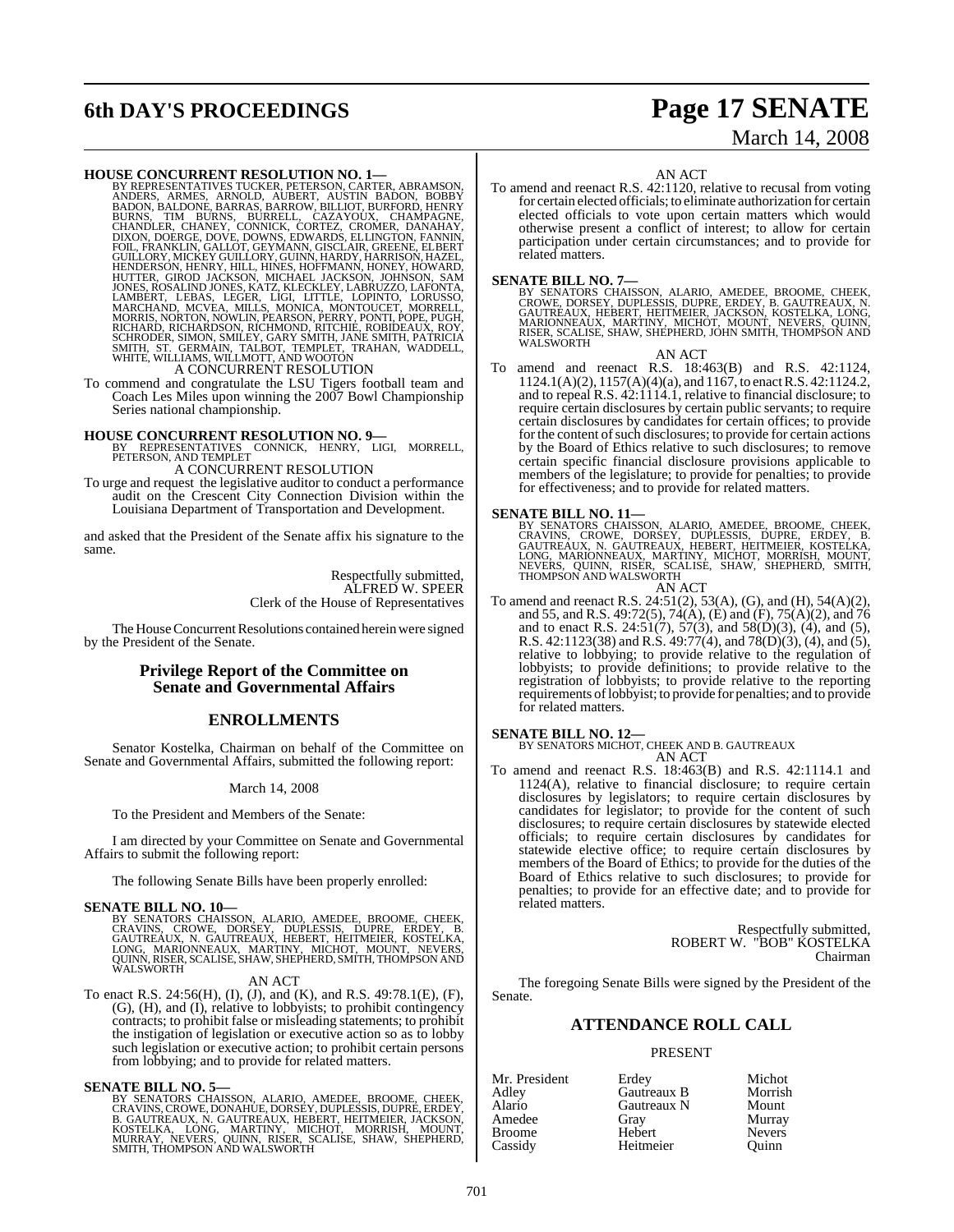**HOUSE CONCURRENT RESOLUTION NO. 1—**
BY REPRESENTATIVES TUCKER, PETERSON, CARTER, ABRAMSON, ANDERS, ARMES, ARNOLD, AUBERT, AUSTIN BADON, BOBBY BADON, BALDONE, BARRAS, BARROW, BILLIOT, BURFORD, HENRY BURNS, TIM BURNS, BURRELL, CAZAYOUX, CHAMPAGNE, CHANDLER, CHANEY, CONNICK, CORTEZ, CROMER, DANAHAY, DIXON, DOERGE, DOVE, DOWNS, EDWARDS, ELLINGTON, FANNIN, FOIL, FRANKLIN, GALLOT, GEYMANN, GISCLAIR, GREENE, ELBERT GUILLORY, MICKEY GUILLORY, GUINN, HARDY, HARRISON, HAZEL, HENDERSON, HENRY, HILL, HINES, HOFFMANN, HONEY, HOWARD, HUTTER, GIROD JACKSON, MICHAEL JACKSON, JOHNSON, SAM JONES, ROSALIND JONES, KATZ, KLECKLEY, LABRUZZO, LAFONTA, LAMBERT, LEBAS, LEGER, LIGI, LITTLE, LOPINTO, LORUSSO, MARCHAND, MCVEA, MILLS, MONICA, MONTOUCET, MORRELL, MORRIS, NORTON, NOWLIN, PEARSON, PERRY, PONTI, POPE, PUGH, RICHARD, RICHARDSON, RICHMOND, RITCHIE, ROBIDEAUX, ROY, SCHRODER, SIMON, SMILEY, GARY SMITH, JANE SMITH, PATRICIA SMITH, ST. GERMAIN, TALBOT, TEMPLET, TRAHAN, WADDELL, WHITE, WILLIAMS, WILLMOTT, AND WOOTON

A CONCURRENT RESOLUTION

To commend and congratulate the LSU Tigers football team and Coach Les Miles upon winning the 2007 Bowl Championship Series national championship.

**HOUSE CONCURRENT RESOLUTION NO. 9—**
BY REPRESENTATIVES CONNICK, HENRY, LIGI, MORRELL, PETERSON, AND TEMPLET

A CONCURRENT RESOLUTION

To urge and request the legislative auditor to conduct a performance audit on the Crescent City Connection Division within the Louisiana Department of Transportation and Development.

and asked that the President of the Senate affix his signature to the same.

Respectfully submitted,
ALFRED W. SPEER
Clerk of the House of Representatives

The House Concurrent Resolutions contained herein were signed by the President of the Senate.

## Privilege Report of the Committee on Senate and Governmental Affairs

## ENROLLMENTS

Senator Kostelka, Chairman on behalf of the Committee on Senate and Governmental Affairs, submitted the following report:

March 14, 2008

To the President and Members of the Senate:

I am directed by your Committee on Senate and Governmental Affairs to submit the following report:

The following Senate Bills have been properly enrolled:

**SENATE BILL NO. 10—**
BY SENATORS CHAISSON, ALARIO, AMEDEE, BROOME, CHEEK, CRAVINS, CROWE, DORSEY, DUPLESSIS, DUPRE, ERDEY, B. GAUTREAUX, N. GAUTREAUX, HEBERT, HEITMEIER, KOSTELKA, LONG, MARIONNEAUX, MARTINY, MICHOT, MOUNT, NEVERS, QUINN, RISER, SCALISE, SHAW, SHEPHERD, SMITH, THOMPSON AND WALSWORTH

AN ACT

To enact R.S. 24:56(H), (I), (J), and (K), and R.S. 49:78.1(E), (F), (G), (H), and (I), relative to lobbyists; to prohibit contingency contracts; to prohibit false or misleading statements; to prohibit the instigation of legislation or executive action so as to lobby such legislation or executive action; to prohibit certain persons from lobbying; and to provide for related matters.

**SENATE BILL NO. 5—**
BY SENATORS CHAISSON, ALARIO, AMEDEE, BROOME, CHEEK, CRAVINS, CROWE, DONAHUE, DORSEY, DUPLESSIS, DUPRE, ERDEY, B. GAUTREAUX, N. GAUTREAUX, HEBERT, HEITMEIER, JACKSON, KOSTELKA, LONG, MARTINY, MICHOT, MORRISH, MOUNT, MURRAY, NEVERS, QUINN, RISER, SCALISE, SHAW, SHEPHERD, SMITH, THOMPSON AND WALSWORTH

AN ACT

To amend and reenact R.S. 42:1120, relative to recusal from voting for certain elected officials; to eliminate authorization for certain elected officials to vote upon certain matters which would otherwise present a conflict of interest; to allow for certain participation under certain circumstances; and to provide for related matters.

**SENATE BILL NO. 7—**
BY SENATORS CHAISSON, ALARIO, AMEDEE, BROOME, CHEEK, CROWE, DORSEY, DUPLESSIS, DUPRE, ERDEY, B. GAUTREAUX, N. GAUTREAUX, HEBERT, HEITMEIER, JACKSON, KOSTELKA, LONG, MARIONNEAUX, MARTINY, MICHOT, MOUNT, NEVERS, QUINN, RISER, SCALISE, SHAW, SHEPHERD, JOHN SMITH, THOMPSON AND WALSWORTH

AN ACT

To amend and reenact R.S. 18:463(B) and R.S. 42:1124, 1124.1(A)(2), 1157(A)(4)(a), and 1167, to enact R.S. 42:1124.2, and to repeal R.S. 42:1114.1, relative to financial disclosure; to require certain disclosures by certain public servants; to require certain disclosures by candidates for certain offices; to provide for the content of such disclosures; to provide for certain actions by the Board of Ethics relative to such disclosures; to remove certain specific financial disclosure provisions applicable to members of the legislature; to provide for penalties; to provide for effectiveness; and to provide for related matters.

**SENATE BILL NO. 11—**
BY SENATORS CHAISSON, ALARIO, AMEDEE, BROOME, CHEEK, CRAVINS, CROWE, DORSEY, DUPLESSIS, DUPRE, ERDEY, B. GAUTREAUX, N. GAUTREAUX, HEBERT, HEITMEIER, KOSTELKA, LONG, MARIONNEAUX, MARTINY, MICHOT, MORRISH, MOUNT, NEVERS, QUINN, RISER, SCALISE, SHAW, SHEPHERD, SMITH, THOMPSON AND WALSWORTH

AN ACT

To amend and reenact R.S. 24:51(2), 53(A), (G), and (H), 54(A)(2), and 55, and R.S. 49:72(5), 74(A), (E) and (F), 75(A)(2), and 76 and to enact R.S. 24:51(7), 57(3), and 58(D)(3), (4), and (5), R.S. 42:1123(38) and R.S. 49:77(4), and 78(D)(3), (4), and (5), relative to lobbying; to provide relative to the regulation of lobbyists; to provide definitions; to provide relative to the registration of lobbyists; to provide relative to the reporting requirements of lobbyist; to provide for penalties; and to provide for related matters.

**SENATE BILL NO. 12—**
BY SENATORS MICHOT, CHEEK AND B. GAUTREAUX

AN ACT

To amend and reenact R.S. 18:463(B) and R.S. 42:1114.1 and 1124(A), relative to financial disclosure; to require certain disclosures by legislators; to require certain disclosures by candidates for legislator; to provide for the content of such disclosures; to require certain disclosures by statewide elected officials; to require certain disclosures by candidates for statewide elective office; to require certain disclosures by members of the Board of Ethics; to provide for the duties of the Board of Ethics relative to such disclosures; to provide for penalties; to provide for an effective date; and to provide for related matters.

Respectfully submitted,
ROBERT W. "BOB" KOSTELKA
Chairman

The foregoing Senate Bills were signed by the President of the Senate.

## ATTENDANCE ROLL CALL

PRESENT

| | | |
|---|---|---|
| Mr. President | Erdey | Michot |
| Adley | Gautreaux B | Morrish |
| Alario | Gautreaux N | Mount |
| Amedee | Gray | Murray |
| Broome | Hebert | Nevers |
| Cassidy | Heitmeier | Quinn |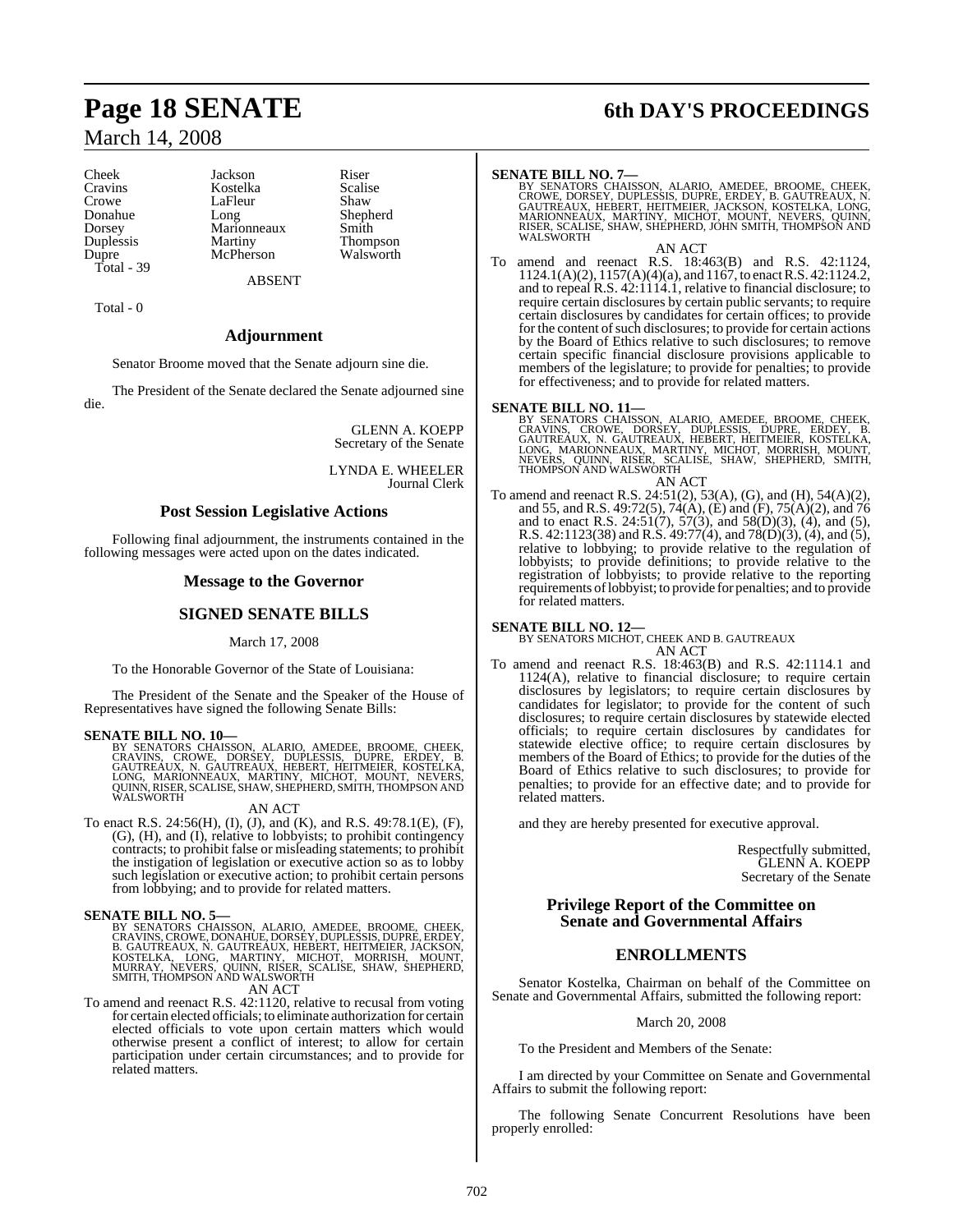| | | |
|---|---|---|
| Cheek | Jackson | Riser |
| Cravins | Kostelka | Scalise |
| Crowe | LaFleur | Shaw |
| Donahue | Long | Shepherd |
| Dorsey | Marionneaux | Smith |
| Duplessis | Martiny | Thompson |
| Dupre | McPherson | Walsworth |

Total - 39

ABSENT

Total - 0

## Adjournment

Senator Broome moved that the Senate adjourn sine die.

The President of the Senate declared the Senate adjourned sine die.

GLENN A. KOEPP
Secretary of the Senate

LYNDA E. WHEELER
Journal Clerk

## Post Session Legislative Actions

Following final adjournment, the instruments contained in the following messages were acted upon on the dates indicated.

## Message to the Governor

## SIGNED SENATE BILLS

March 17, 2008

To the Honorable Governor of the State of Louisiana:

The President of the Senate and the Speaker of the House of Representatives have signed the following Senate Bills:

**SENATE BILL NO. 10—**
BY SENATORS CHAISSON, ALARIO, AMEDEE, BROOME, CHEEK, CRAVINS, CROWE, DORSEY, DUPLESSIS, DUPRE, ERDEY, B. GAUTREAUX, N. GAUTREAUX, HEBERT, HEITMEIER, KOSTELKA, LONG, MARIONNEAUX, MARTINY, MICHOT, MOUNT, NEVERS, QUINN, RISER, SCALISE, SHAW, SHEPHERD, SMITH, THOMPSON AND WALSWORTH

AN ACT

To enact R.S. 24:56(H), (I), (J), and (K), and R.S. 49:78.1(E), (F), (G), (H), and (I), relative to lobbyists; to prohibit contingency contracts; to prohibit false or misleading statements; to prohibit the instigation of legislation or executive action so as to lobby such legislation or executive action; to prohibit certain persons from lobbying; and to provide for related matters.

**SENATE BILL NO. 5—**
BY SENATORS CHAISSON, ALARIO, AMEDEE, BROOME, CHEEK, CRAVINS, CROWE, DONAHUE, DORSEY, DUPLESSIS, DUPRE, ERDEY, B. GAUTREAUX, N. GAUTREAUX, HEBERT, HEITMEIER, JACKSON, KOSTELKA, LONG, MARTINY, MICHOT, MORRISH, MOUNT, MURRAY, NEVERS, QUINN, RISER, SCALISE, SHAW, SHEPHERD, SMITH, THOMPSON AND WALSWORTH

AN ACT

To amend and reenact R.S. 42:1120, relative to recusal from voting for certain elected officials; to eliminate authorization for certain elected officials to vote upon certain matters which would otherwise present a conflict of interest; to allow for certain participation under certain circumstances; and to provide for related matters.

**SENATE BILL NO. 7—**
BY SENATORS CHAISSON, ALARIO, AMEDEE, BROOME, CHEEK, CROWE, DORSEY, DUPLESSIS, DUPRE, ERDEY, B. GAUTREAUX, N. GAUTREAUX, HEBERT, HEITMEIER, JACKSON, KOSTELKA, LONG, MARIONNEAUX, MARTINY, MICHOT, MOUNT, NEVERS, QUINN, RISER, SCALISE, SHAW, SHEPHERD, JOHN SMITH, THOMPSON AND WALSWORTH

AN ACT

To amend and reenact R.S. 18:463(B) and R.S. 42:1124, 1124.1(A)(2), 1157(A)(4)(a), and 1167, to enact R.S. 42:1124.2, and to repeal R.S. 42:1114.1, relative to financial disclosure; to require certain disclosures by certain public servants; to require certain disclosures by candidates for certain offices; to provide for the content of such disclosures; to provide for certain actions by the Board of Ethics relative to such disclosures; to remove certain specific financial disclosure provisions applicable to members of the legislature; to provide for penalties; to provide for effectiveness; and to provide for related matters.

**SENATE BILL NO. 11—**
BY SENATORS CHAISSON, ALARIO, AMEDEE, BROOME, CHEEK, CRAVINS, CROWE, DORSEY, DUPLESSIS, DUPRE, ERDEY, B. GAUTREAUX, N. GAUTREAUX, HEBERT, HEITMEIER, KOSTELKA, LONG, MARIONNEAUX, MARTINY, MICHOT, MORRISH, MOUNT, NEVERS, QUINN, RISER, SCALISE, SHAW, SHEPHERD, SMITH, THOMPSON AND WALSWORTH

AN ACT

To amend and reenact R.S. 24:51(2), 53(A), (G), and (H), 54(A)(2), and 55, and R.S. 49:72(5), 74(A), (E) and (F), 75(A)(2), and 76 and to enact R.S. 24:51(7), 57(3), and 58(D)(3), (4), and (5), R.S. 42:1123(38) and R.S. 49:77(4), and 78(D)(3), (4), and (5), relative to lobbying; to provide relative to the regulation of lobbyists; to provide definitions; to provide relative to the registration of lobbyists; to provide relative to the reporting requirements of lobbyist; to provide for penalties; and to provide for related matters.

**SENATE BILL NO. 12—**
BY SENATORS MICHOT, CHEEK AND B. GAUTREAUX

AN ACT

To amend and reenact R.S. 18:463(B) and R.S. 42:1114.1 and 1124(A), relative to financial disclosure; to require certain disclosures by legislators; to require certain disclosures by candidates for legislator; to provide for the content of such disclosures; to require certain disclosures by statewide elected officials; to require certain disclosures by candidates for statewide elective office; to require certain disclosures by members of the Board of Ethics; to provide for the duties of the Board of Ethics relative to such disclosures; to provide for penalties; to provide for an effective date; and to provide for related matters.

and they are hereby presented for executive approval.

Respectfully submitted,
GLENN A. KOEPP
Secretary of the Senate

## Privilege Report of the Committee on Senate and Governmental Affairs

## ENROLLMENTS

Senator Kostelka, Chairman on behalf of the Committee on Senate and Governmental Affairs, submitted the following report:

March 20, 2008

To the President and Members of the Senate:

I am directed by your Committee on Senate and Governmental Affairs to submit the following report:

The following Senate Concurrent Resolutions have been properly enrolled: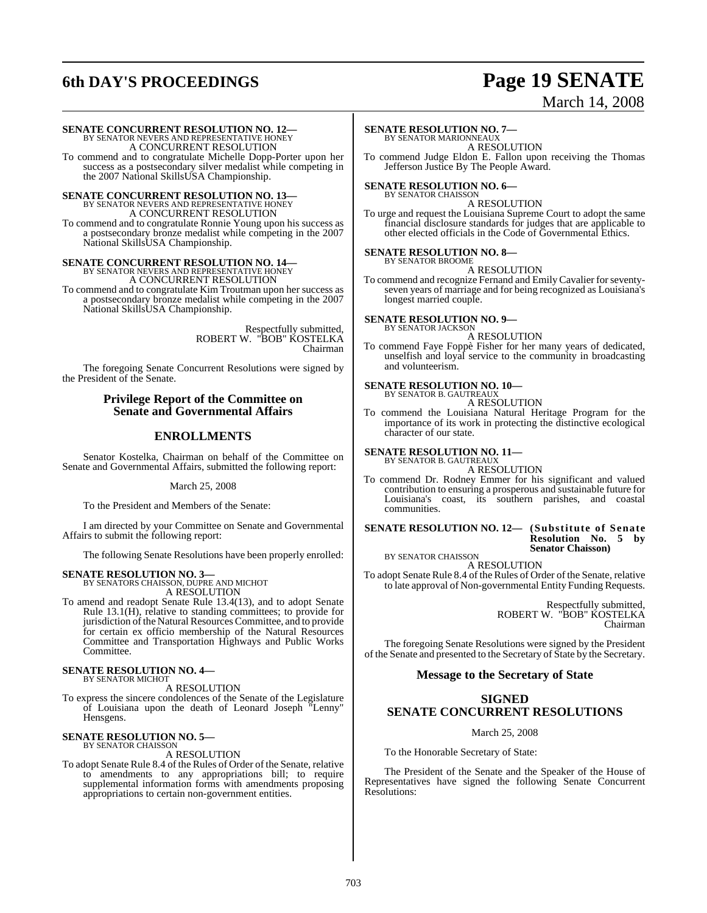**SENATE CONCURRENT RESOLUTION NO. 12—**
BY SENATOR NEVERS AND REPRESENTATIVE HONEY
A CONCURRENT RESOLUTION

To commend and to congratulate Michelle Dopp-Porter upon her success as a postsecondary silver medalist while competing in the 2007 National SkillsUSA Championship.

**SENATE CONCURRENT RESOLUTION NO. 13—**
BY SENATOR NEVERS AND REPRESENTATIVE HONEY
A CONCURRENT RESOLUTION

To commend and to congratulate Ronnie Young upon his success as a postsecondary bronze medalist while competing in the 2007 National SkillsUSA Championship.

**SENATE CONCURRENT RESOLUTION NO. 14—**
BY SENATOR NEVERS AND REPRESENTATIVE HONEY
A CONCURRENT RESOLUTION

To commend and to congratulate Kim Troutman upon her success as a postsecondary bronze medalist while competing in the 2007 National SkillsUSA Championship.

Respectfully submitted,
ROBERT W. "BOB" KOSTELKA
Chairman

The foregoing Senate Concurrent Resolutions were signed by the President of the Senate.

## Privilege Report of the Committee on Senate and Governmental Affairs

## ENROLLMENTS

Senator Kostelka, Chairman on behalf of the Committee on Senate and Governmental Affairs, submitted the following report:

March 25, 2008

To the President and Members of the Senate:

I am directed by your Committee on Senate and Governmental Affairs to submit the following report:

The following Senate Resolutions have been properly enrolled:

**SENATE RESOLUTION NO. 3—**
BY SENATORS CHAISSON, DUPRE AND MICHOT
A RESOLUTION

To amend and readopt Senate Rule 13.4(13), and to adopt Senate Rule 13.1(H), relative to standing committees; to provide for jurisdiction of the Natural Resources Committee, and to provide for certain ex officio membership of the Natural Resources Committee and Transportation Highways and Public Works Committee.

**SENATE RESOLUTION NO. 4—**
BY SENATOR MICHOT
A RESOLUTION

To express the sincere condolences of the Senate of the Legislature of Louisiana upon the death of Leonard Joseph "Lenny" Hensgens.

**SENATE RESOLUTION NO. 5—**
BY SENATOR CHAISSON
A RESOLUTION

To adopt Senate Rule 8.4 of the Rules of Order of the Senate, relative to amendments to any appropriations bill; to require supplemental information forms with amendments proposing appropriations to certain non-government entities.

**SENATE RESOLUTION NO. 7—**
BY SENATOR MARIONNEAUX
A RESOLUTION

To commend Judge Eldon E. Fallon upon receiving the Thomas Jefferson Justice By The People Award.

**SENATE RESOLUTION NO. 6—**
BY SENATOR CHAISSON
A RESOLUTION

To urge and request the Louisiana Supreme Court to adopt the same financial disclosure standards for judges that are applicable to other elected officials in the Code of Governmental Ethics.

**SENATE RESOLUTION NO. 8—**
BY SENATOR BROOME
A RESOLUTION

To commend and recognize Fernand and Emily Cavalier for seventy-seven years of marriage and for being recognized as Louisiana's longest married couple.

**SENATE RESOLUTION NO. 9—**
BY SENATOR JACKSON
A RESOLUTION

To commend Faye Foppè Fisher for her many years of dedicated, unselfish and loyal service to the community in broadcasting and volunteerism.

**SENATE RESOLUTION NO. 10—**
BY SENATOR B. GAUTREAUX
A RESOLUTION

To commend the Louisiana Natural Heritage Program for the importance of its work in protecting the distinctive ecological character of our state.

**SENATE RESOLUTION NO. 11—**
BY SENATOR B. GAUTREAUX
A RESOLUTION

To commend Dr. Rodney Emmer for his significant and valued contribution to ensuring a prosperous and sustainable future for Louisiana's coast, its southern parishes, and coastal communities.

**SENATE RESOLUTION NO. 12— (Substitute of Senate Resolution No. 5 by Senator Chaisson)**
BY SENATOR CHAISSON
A RESOLUTION

To adopt Senate Rule 8.4 of the Rules of Order of the Senate, relative to late approval of Non-governmental Entity Funding Requests.

Respectfully submitted,
ROBERT W. "BOB" KOSTELKA
Chairman

The foregoing Senate Resolutions were signed by the President of the Senate and presented to the Secretary of State by the Secretary.

## Message to the Secretary of State

## SIGNED SENATE CONCURRENT RESOLUTIONS

March 25, 2008

To the Honorable Secretary of State:

The President of the Senate and the Speaker of the House of Representatives have signed the following Senate Concurrent Resolutions: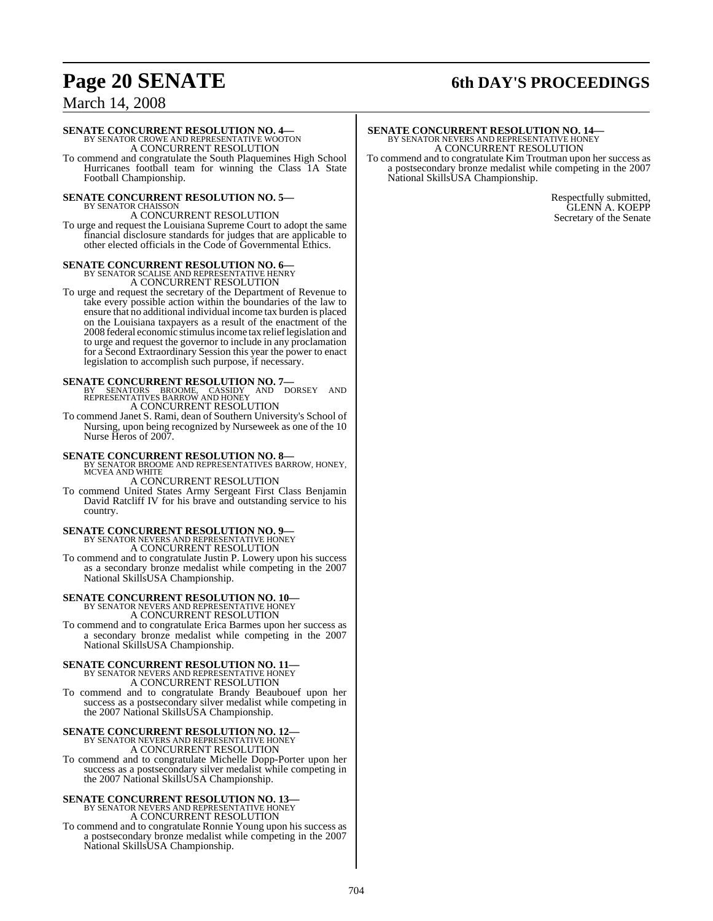**SENATE CONCURRENT RESOLUTION NO. 4—**
BY SENATOR CROWE AND REPRESENTATIVE WOOTON
A CONCURRENT RESOLUTION

To commend and congratulate the South Plaquemines High School Hurricanes football team for winning the Class 1A State Football Championship.

**SENATE CONCURRENT RESOLUTION NO. 5—**
BY SENATOR CHAISSON
A CONCURRENT RESOLUTION

To urge and request the Louisiana Supreme Court to adopt the same financial disclosure standards for judges that are applicable to other elected officials in the Code of Governmental Ethics.

**SENATE CONCURRENT RESOLUTION NO. 6—**
BY SENATOR SCALISE AND REPRESENTATIVE HENRY
A CONCURRENT RESOLUTION

To urge and request the secretary of the Department of Revenue to take every possible action within the boundaries of the law to ensure that no additional individual income tax burden is placed on the Louisiana taxpayers as a result of the enactment of the 2008 federal economic stimulus income tax relief legislation and to urge and request the governor to include in any proclamation for a Second Extraordinary Session this year the power to enact legislation to accomplish such purpose, if necessary.

**SENATE CONCURRENT RESOLUTION NO. 7—**
BY SENATORS BROOME, CASSIDY AND DORSEY AND REPRESENTATIVES BARROW AND HONEY
A CONCURRENT RESOLUTION

To commend Janet S. Rami, dean of Southern University's School of Nursing, upon being recognized by Nurseweek as one of the 10 Nurse Heros of 2007.

**SENATE CONCURRENT RESOLUTION NO. 8—**
BY SENATOR BROOME AND REPRESENTATIVES BARROW, HONEY, MCVEA AND WHITE
A CONCURRENT RESOLUTION

To commend United States Army Sergeant First Class Benjamin David Ratcliff IV for his brave and outstanding service to his country.

**SENATE CONCURRENT RESOLUTION NO. 9—**
BY SENATOR NEVERS AND REPRESENTATIVE HONEY
A CONCURRENT RESOLUTION

To commend and to congratulate Justin P. Lowery upon his success as a secondary bronze medalist while competing in the 2007 National SkillsUSA Championship.

**SENATE CONCURRENT RESOLUTION NO. 10—**
BY SENATOR NEVERS AND REPRESENTATIVE HONEY
A CONCURRENT RESOLUTION

To commend and to congratulate Erica Barmes upon her success as a secondary bronze medalist while competing in the 2007 National SkillsUSA Championship.

**SENATE CONCURRENT RESOLUTION NO. 11—**
BY SENATOR NEVERS AND REPRESENTATIVE HONEY
A CONCURRENT RESOLUTION

To commend and to congratulate Brandy Beaubouef upon her success as a postsecondary silver medalist while competing in the 2007 National SkillsUSA Championship.

**SENATE CONCURRENT RESOLUTION NO. 12—**
BY SENATOR NEVERS AND REPRESENTATIVE HONEY
A CONCURRENT RESOLUTION

To commend and to congratulate Michelle Dopp-Porter upon her success as a postsecondary silver medalist while competing in the 2007 National SkillsUSA Championship.

**SENATE CONCURRENT RESOLUTION NO. 13—**
BY SENATOR NEVERS AND REPRESENTATIVE HONEY
A CONCURRENT RESOLUTION

To commend and to congratulate Ronnie Young upon his success as a postsecondary bronze medalist while competing in the 2007 National SkillsUSA Championship.

**SENATE CONCURRENT RESOLUTION NO. 14—**
BY SENATOR NEVERS AND REPRESENTATIVE HONEY
A CONCURRENT RESOLUTION

To commend and to congratulate Kim Troutman upon her success as a postsecondary bronze medalist while competing in the 2007 National SkillsUSA Championship.

Respectfully submitted,
GLENN A. KOEPP
Secretary of the Senate